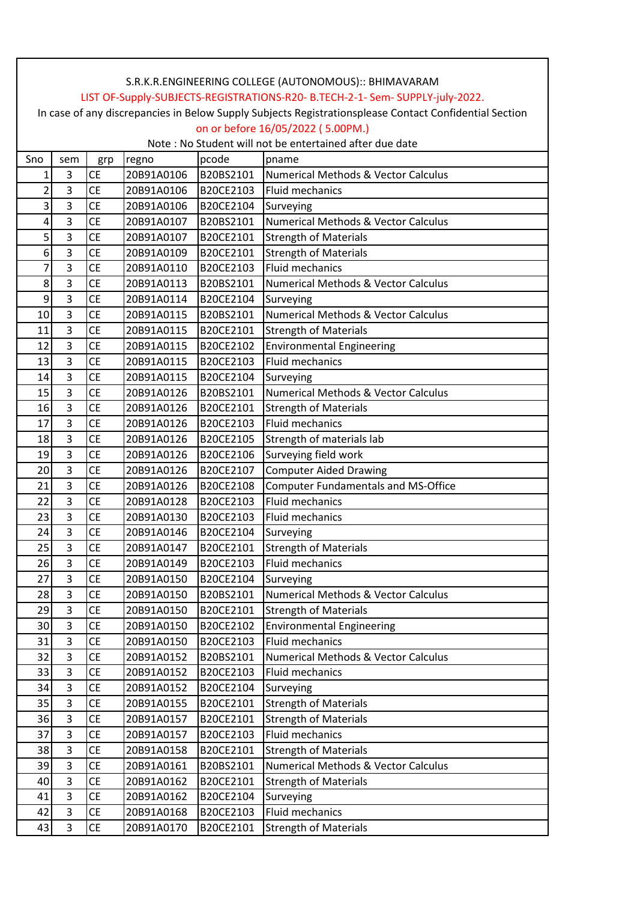S.R.K.R.ENGINEERING COLLEGE (AUTONOMOUS):: BHIMAVARAM

LIST OF-Supply-SUBJECTS-REGISTRATIONS-R20- B.TECH-2-1- Sem- SUPPLY-july-2022.

In case of any discrepancies in Below Supply Subjects Registrationsplease Contact Confidential Section

on or before 16/05/2022 ( 5.00PM.)

Note : No Student will not be entertained after due date

| Sno | sem | grp | regno | pcode | pname |
|---|---|---|---|---|---|
| 1 | 3 | CE | 20B91A0106 | B20BS2101 | Numerical Methods & Vector Calculus |
| 2 | 3 | CE | 20B91A0106 | B20CE2103 | Fluid mechanics |
| 3 | 3 | CE | 20B91A0106 | B20CE2104 | Surveying |
| 4 | 3 | CE | 20B91A0107 | B20BS2101 | Numerical Methods & Vector Calculus |
| 5 | 3 | CE | 20B91A0107 | B20CE2101 | Strength of Materials |
| 6 | 3 | CE | 20B91A0109 | B20CE2101 | Strength of Materials |
| 7 | 3 | CE | 20B91A0110 | B20CE2103 | Fluid mechanics |
| 8 | 3 | CE | 20B91A0113 | B20BS2101 | Numerical Methods & Vector Calculus |
| 9 | 3 | CE | 20B91A0114 | B20CE2104 | Surveying |
| 10 | 3 | CE | 20B91A0115 | B20BS2101 | Numerical Methods & Vector Calculus |
| 11 | 3 | CE | 20B91A0115 | B20CE2101 | Strength of Materials |
| 12 | 3 | CE | 20B91A0115 | B20CE2102 | Environmental Engineering |
| 13 | 3 | CE | 20B91A0115 | B20CE2103 | Fluid mechanics |
| 14 | 3 | CE | 20B91A0115 | B20CE2104 | Surveying |
| 15 | 3 | CE | 20B91A0126 | B20BS2101 | Numerical Methods & Vector Calculus |
| 16 | 3 | CE | 20B91A0126 | B20CE2101 | Strength of Materials |
| 17 | 3 | CE | 20B91A0126 | B20CE2103 | Fluid mechanics |
| 18 | 3 | CE | 20B91A0126 | B20CE2105 | Strength of materials lab |
| 19 | 3 | CE | 20B91A0126 | B20CE2106 | Surveying field work |
| 20 | 3 | CE | 20B91A0126 | B20CE2107 | Computer Aided Drawing |
| 21 | 3 | CE | 20B91A0126 | B20CE2108 | Computer Fundamentals and MS-Office |
| 22 | 3 | CE | 20B91A0128 | B20CE2103 | Fluid mechanics |
| 23 | 3 | CE | 20B91A0130 | B20CE2103 | Fluid mechanics |
| 24 | 3 | CE | 20B91A0146 | B20CE2104 | Surveying |
| 25 | 3 | CE | 20B91A0147 | B20CE2101 | Strength of Materials |
| 26 | 3 | CE | 20B91A0149 | B20CE2103 | Fluid mechanics |
| 27 | 3 | CE | 20B91A0150 | B20CE2104 | Surveying |
| 28 | 3 | CE | 20B91A0150 | B20BS2101 | Numerical Methods & Vector Calculus |
| 29 | 3 | CE | 20B91A0150 | B20CE2101 | Strength of Materials |
| 30 | 3 | CE | 20B91A0150 | B20CE2102 | Environmental Engineering |
| 31 | 3 | CE | 20B91A0150 | B20CE2103 | Fluid mechanics |
| 32 | 3 | CE | 20B91A0152 | B20BS2101 | Numerical Methods & Vector Calculus |
| 33 | 3 | CE | 20B91A0152 | B20CE2103 | Fluid mechanics |
| 34 | 3 | CE | 20B91A0152 | B20CE2104 | Surveying |
| 35 | 3 | CE | 20B91A0155 | B20CE2101 | Strength of Materials |
| 36 | 3 | CE | 20B91A0157 | B20CE2101 | Strength of Materials |
| 37 | 3 | CE | 20B91A0157 | B20CE2103 | Fluid mechanics |
| 38 | 3 | CE | 20B91A0158 | B20CE2101 | Strength of Materials |
| 39 | 3 | CE | 20B91A0161 | B20BS2101 | Numerical Methods & Vector Calculus |
| 40 | 3 | CE | 20B91A0162 | B20CE2101 | Strength of Materials |
| 41 | 3 | CE | 20B91A0162 | B20CE2104 | Surveying |
| 42 | 3 | CE | 20B91A0168 | B20CE2103 | Fluid mechanics |
| 43 | 3 | CE | 20B91A0170 | B20CE2101 | Strength of Materials |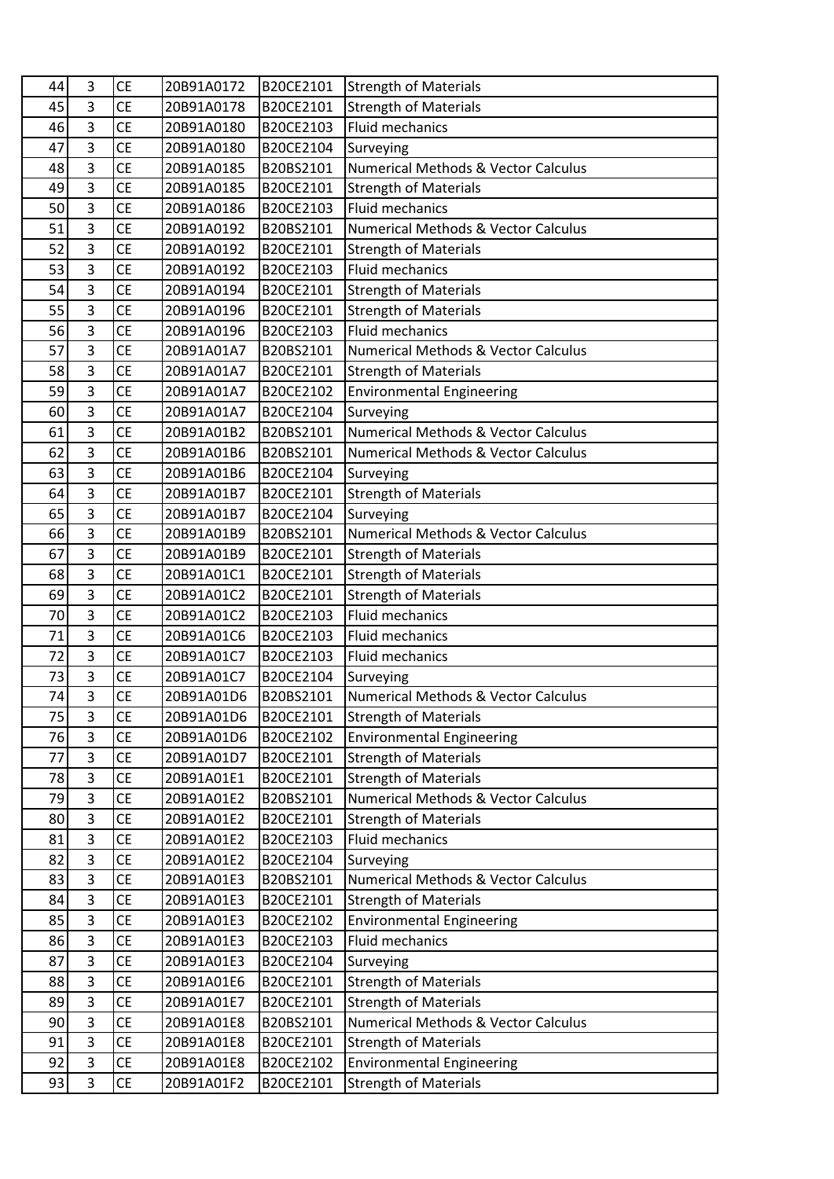| 44 | 3 | CE | 20B91A0172 | B20CE2101 | Strength of Materials |
|---|---|---|---|---|---|
| 45 | 3 | CE | 20B91A0178 | B20CE2101 | Strength of Materials |
| 46 | 3 | CE | 20B91A0180 | B20CE2103 | Fluid mechanics |
| 47 | 3 | CE | 20B91A0180 | B20CE2104 | Surveying |
| 48 | 3 | CE | 20B91A0185 | B20BS2101 | Numerical Methods & Vector Calculus |
| 49 | 3 | CE | 20B91A0185 | B20CE2101 | Strength of Materials |
| 50 | 3 | CE | 20B91A0186 | B20CE2103 | Fluid mechanics |
| 51 | 3 | CE | 20B91A0192 | B20BS2101 | Numerical Methods & Vector Calculus |
| 52 | 3 | CE | 20B91A0192 | B20CE2101 | Strength of Materials |
| 53 | 3 | CE | 20B91A0192 | B20CE2103 | Fluid mechanics |
| 54 | 3 | CE | 20B91A0194 | B20CE2101 | Strength of Materials |
| 55 | 3 | CE | 20B91A0196 | B20CE2101 | Strength of Materials |
| 56 | 3 | CE | 20B91A0196 | B20CE2103 | Fluid mechanics |
| 57 | 3 | CE | 20B91A01A7 | B20BS2101 | Numerical Methods & Vector Calculus |
| 58 | 3 | CE | 20B91A01A7 | B20CE2101 | Strength of Materials |
| 59 | 3 | CE | 20B91A01A7 | B20CE2102 | Environmental Engineering |
| 60 | 3 | CE | 20B91A01A7 | B20CE2104 | Surveying |
| 61 | 3 | CE | 20B91A01B2 | B20BS2101 | Numerical Methods & Vector Calculus |
| 62 | 3 | CE | 20B91A01B6 | B20BS2101 | Numerical Methods & Vector Calculus |
| 63 | 3 | CE | 20B91A01B6 | B20CE2104 | Surveying |
| 64 | 3 | CE | 20B91A01B7 | B20CE2101 | Strength of Materials |
| 65 | 3 | CE | 20B91A01B7 | B20CE2104 | Surveying |
| 66 | 3 | CE | 20B91A01B9 | B20BS2101 | Numerical Methods & Vector Calculus |
| 67 | 3 | CE | 20B91A01B9 | B20CE2101 | Strength of Materials |
| 68 | 3 | CE | 20B91A01C1 | B20CE2101 | Strength of Materials |
| 69 | 3 | CE | 20B91A01C2 | B20CE2101 | Strength of Materials |
| 70 | 3 | CE | 20B91A01C2 | B20CE2103 | Fluid mechanics |
| 71 | 3 | CE | 20B91A01C6 | B20CE2103 | Fluid mechanics |
| 72 | 3 | CE | 20B91A01C7 | B20CE2103 | Fluid mechanics |
| 73 | 3 | CE | 20B91A01C7 | B20CE2104 | Surveying |
| 74 | 3 | CE | 20B91A01D6 | B20BS2101 | Numerical Methods & Vector Calculus |
| 75 | 3 | CE | 20B91A01D6 | B20CE2101 | Strength of Materials |
| 76 | 3 | CE | 20B91A01D6 | B20CE2102 | Environmental Engineering |
| 77 | 3 | CE | 20B91A01D7 | B20CE2101 | Strength of Materials |
| 78 | 3 | CE | 20B91A01E1 | B20CE2101 | Strength of Materials |
| 79 | 3 | CE | 20B91A01E2 | B20BS2101 | Numerical Methods & Vector Calculus |
| 80 | 3 | CE | 20B91A01E2 | B20CE2101 | Strength of Materials |
| 81 | 3 | CE | 20B91A01E2 | B20CE2103 | Fluid mechanics |
| 82 | 3 | CE | 20B91A01E2 | B20CE2104 | Surveying |
| 83 | 3 | CE | 20B91A01E3 | B20BS2101 | Numerical Methods & Vector Calculus |
| 84 | 3 | CE | 20B91A01E3 | B20CE2101 | Strength of Materials |
| 85 | 3 | CE | 20B91A01E3 | B20CE2102 | Environmental Engineering |
| 86 | 3 | CE | 20B91A01E3 | B20CE2103 | Fluid mechanics |
| 87 | 3 | CE | 20B91A01E3 | B20CE2104 | Surveying |
| 88 | 3 | CE | 20B91A01E6 | B20CE2101 | Strength of Materials |
| 89 | 3 | CE | 20B91A01E7 | B20CE2101 | Strength of Materials |
| 90 | 3 | CE | 20B91A01E8 | B20BS2101 | Numerical Methods & Vector Calculus |
| 91 | 3 | CE | 20B91A01E8 | B20CE2101 | Strength of Materials |
| 92 | 3 | CE | 20B91A01E8 | B20CE2102 | Environmental Engineering |
| 93 | 3 | CE | 20B91A01F2 | B20CE2101 | Strength of Materials |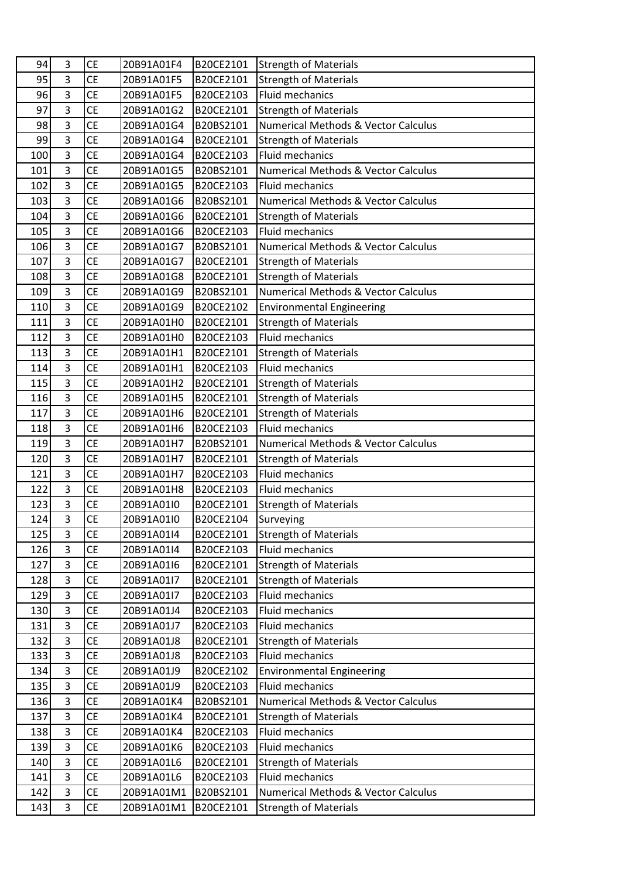| 94 | 3 | CE | 20B91A01F4 | B20CE2101 | Strength of Materials |
|---|---|---|---|---|---|
| 95 | 3 | CE | 20B91A01F5 | B20CE2101 | Strength of Materials |
| 96 | 3 | CE | 20B91A01F5 | B20CE2103 | Fluid mechanics |
| 97 | 3 | CE | 20B91A01G2 | B20CE2101 | Strength of Materials |
| 98 | 3 | CE | 20B91A01G4 | B20BS2101 | Numerical Methods & Vector Calculus |
| 99 | 3 | CE | 20B91A01G4 | B20CE2101 | Strength of Materials |
| 100 | 3 | CE | 20B91A01G4 | B20CE2103 | Fluid mechanics |
| 101 | 3 | CE | 20B91A01G5 | B20BS2101 | Numerical Methods & Vector Calculus |
| 102 | 3 | CE | 20B91A01G5 | B20CE2103 | Fluid mechanics |
| 103 | 3 | CE | 20B91A01G6 | B20BS2101 | Numerical Methods & Vector Calculus |
| 104 | 3 | CE | 20B91A01G6 | B20CE2101 | Strength of Materials |
| 105 | 3 | CE | 20B91A01G6 | B20CE2103 | Fluid mechanics |
| 106 | 3 | CE | 20B91A01G7 | B20BS2101 | Numerical Methods & Vector Calculus |
| 107 | 3 | CE | 20B91A01G7 | B20CE2101 | Strength of Materials |
| 108 | 3 | CE | 20B91A01G8 | B20CE2101 | Strength of Materials |
| 109 | 3 | CE | 20B91A01G9 | B20BS2101 | Numerical Methods & Vector Calculus |
| 110 | 3 | CE | 20B91A01G9 | B20CE2102 | Environmental Engineering |
| 111 | 3 | CE | 20B91A01H0 | B20CE2101 | Strength of Materials |
| 112 | 3 | CE | 20B91A01H0 | B20CE2103 | Fluid mechanics |
| 113 | 3 | CE | 20B91A01H1 | B20CE2101 | Strength of Materials |
| 114 | 3 | CE | 20B91A01H1 | B20CE2103 | Fluid mechanics |
| 115 | 3 | CE | 20B91A01H2 | B20CE2101 | Strength of Materials |
| 116 | 3 | CE | 20B91A01H5 | B20CE2101 | Strength of Materials |
| 117 | 3 | CE | 20B91A01H6 | B20CE2101 | Strength of Materials |
| 118 | 3 | CE | 20B91A01H6 | B20CE2103 | Fluid mechanics |
| 119 | 3 | CE | 20B91A01H7 | B20BS2101 | Numerical Methods & Vector Calculus |
| 120 | 3 | CE | 20B91A01H7 | B20CE2101 | Strength of Materials |
| 121 | 3 | CE | 20B91A01H7 | B20CE2103 | Fluid mechanics |
| 122 | 3 | CE | 20B91A01H8 | B20CE2103 | Fluid mechanics |
| 123 | 3 | CE | 20B91A01I0 | B20CE2101 | Strength of Materials |
| 124 | 3 | CE | 20B91A01I0 | B20CE2104 | Surveying |
| 125 | 3 | CE | 20B91A01I4 | B20CE2101 | Strength of Materials |
| 126 | 3 | CE | 20B91A01I4 | B20CE2103 | Fluid mechanics |
| 127 | 3 | CE | 20B91A01I6 | B20CE2101 | Strength of Materials |
| 128 | 3 | CE | 20B91A01I7 | B20CE2101 | Strength of Materials |
| 129 | 3 | CE | 20B91A01I7 | B20CE2103 | Fluid mechanics |
| 130 | 3 | CE | 20B91A01J4 | B20CE2103 | Fluid mechanics |
| 131 | 3 | CE | 20B91A01J7 | B20CE2103 | Fluid mechanics |
| 132 | 3 | CE | 20B91A01J8 | B20CE2101 | Strength of Materials |
| 133 | 3 | CE | 20B91A01J8 | B20CE2103 | Fluid mechanics |
| 134 | 3 | CE | 20B91A01J9 | B20CE2102 | Environmental Engineering |
| 135 | 3 | CE | 20B91A01J9 | B20CE2103 | Fluid mechanics |
| 136 | 3 | CE | 20B91A01K4 | B20BS2101 | Numerical Methods & Vector Calculus |
| 137 | 3 | CE | 20B91A01K4 | B20CE2101 | Strength of Materials |
| 138 | 3 | CE | 20B91A01K4 | B20CE2103 | Fluid mechanics |
| 139 | 3 | CE | 20B91A01K6 | B20CE2103 | Fluid mechanics |
| 140 | 3 | CE | 20B91A01L6 | B20CE2101 | Strength of Materials |
| 141 | 3 | CE | 20B91A01L6 | B20CE2103 | Fluid mechanics |
| 142 | 3 | CE | 20B91A01M1 | B20BS2101 | Numerical Methods & Vector Calculus |
| 143 | 3 | CE | 20B91A01M1 | B20CE2101 | Strength of Materials |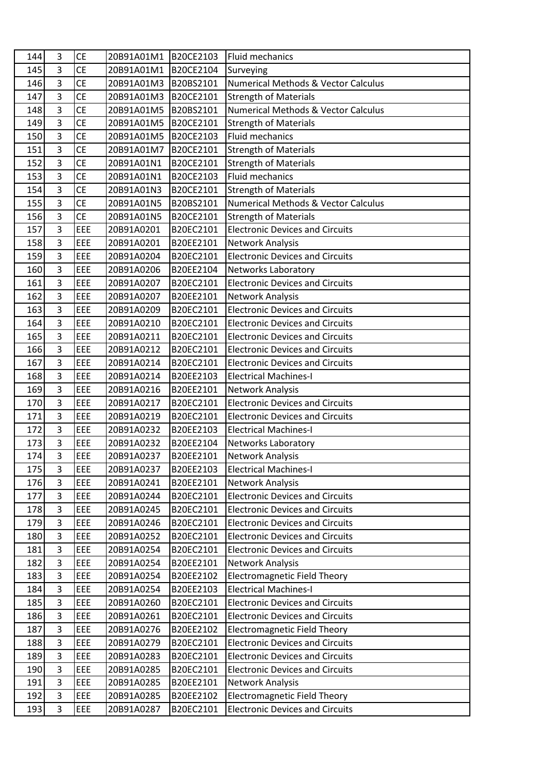| 144 | 3 | CE | 20B91A01M1 | B20CE2103 | Fluid mechanics |
|---|---|---|---|---|---|
| 145 | 3 | CE | 20B91A01M1 | B20CE2104 | Surveying |
| 146 | 3 | CE | 20B91A01M3 | B20BS2101 | Numerical Methods & Vector Calculus |
| 147 | 3 | CE | 20B91A01M3 | B20CE2101 | Strength of Materials |
| 148 | 3 | CE | 20B91A01M5 | B20BS2101 | Numerical Methods & Vector Calculus |
| 149 | 3 | CE | 20B91A01M5 | B20CE2101 | Strength of Materials |
| 150 | 3 | CE | 20B91A01M5 | B20CE2103 | Fluid mechanics |
| 151 | 3 | CE | 20B91A01M7 | B20CE2101 | Strength of Materials |
| 152 | 3 | CE | 20B91A01N1 | B20CE2101 | Strength of Materials |
| 153 | 3 | CE | 20B91A01N1 | B20CE2103 | Fluid mechanics |
| 154 | 3 | CE | 20B91A01N3 | B20CE2101 | Strength of Materials |
| 155 | 3 | CE | 20B91A01N5 | B20BS2101 | Numerical Methods & Vector Calculus |
| 156 | 3 | CE | 20B91A01N5 | B20CE2101 | Strength of Materials |
| 157 | 3 | EEE | 20B91A0201 | B20EC2101 | Electronic Devices and Circuits |
| 158 | 3 | EEE | 20B91A0201 | B20EE2101 | Network Analysis |
| 159 | 3 | EEE | 20B91A0204 | B20EC2101 | Electronic Devices and Circuits |
| 160 | 3 | EEE | 20B91A0206 | B20EE2104 | Networks Laboratory |
| 161 | 3 | EEE | 20B91A0207 | B20EC2101 | Electronic Devices and Circuits |
| 162 | 3 | EEE | 20B91A0207 | B20EE2101 | Network Analysis |
| 163 | 3 | EEE | 20B91A0209 | B20EC2101 | Electronic Devices and Circuits |
| 164 | 3 | EEE | 20B91A0210 | B20EC2101 | Electronic Devices and Circuits |
| 165 | 3 | EEE | 20B91A0211 | B20EC2101 | Electronic Devices and Circuits |
| 166 | 3 | EEE | 20B91A0212 | B20EC2101 | Electronic Devices and Circuits |
| 167 | 3 | EEE | 20B91A0214 | B20EC2101 | Electronic Devices and Circuits |
| 168 | 3 | EEE | 20B91A0214 | B20EE2103 | Electrical Machines-I |
| 169 | 3 | EEE | 20B91A0216 | B20EE2101 | Network Analysis |
| 170 | 3 | EEE | 20B91A0217 | B20EC2101 | Electronic Devices and Circuits |
| 171 | 3 | EEE | 20B91A0219 | B20EC2101 | Electronic Devices and Circuits |
| 172 | 3 | EEE | 20B91A0232 | B20EE2103 | Electrical Machines-I |
| 173 | 3 | EEE | 20B91A0232 | B20EE2104 | Networks Laboratory |
| 174 | 3 | EEE | 20B91A0237 | B20EE2101 | Network Analysis |
| 175 | 3 | EEE | 20B91A0237 | B20EE2103 | Electrical Machines-I |
| 176 | 3 | EEE | 20B91A0241 | B20EE2101 | Network Analysis |
| 177 | 3 | EEE | 20B91A0244 | B20EC2101 | Electronic Devices and Circuits |
| 178 | 3 | EEE | 20B91A0245 | B20EC2101 | Electronic Devices and Circuits |
| 179 | 3 | EEE | 20B91A0246 | B20EC2101 | Electronic Devices and Circuits |
| 180 | 3 | EEE | 20B91A0252 | B20EC2101 | Electronic Devices and Circuits |
| 181 | 3 | EEE | 20B91A0254 | B20EC2101 | Electronic Devices and Circuits |
| 182 | 3 | EEE | 20B91A0254 | B20EE2101 | Network Analysis |
| 183 | 3 | EEE | 20B91A0254 | B20EE2102 | Electromagnetic Field Theory |
| 184 | 3 | EEE | 20B91A0254 | B20EE2103 | Electrical Machines-I |
| 185 | 3 | EEE | 20B91A0260 | B20EC2101 | Electronic Devices and Circuits |
| 186 | 3 | EEE | 20B91A0261 | B20EC2101 | Electronic Devices and Circuits |
| 187 | 3 | EEE | 20B91A0276 | B20EE2102 | Electromagnetic Field Theory |
| 188 | 3 | EEE | 20B91A0279 | B20EC2101 | Electronic Devices and Circuits |
| 189 | 3 | EEE | 20B91A0283 | B20EC2101 | Electronic Devices and Circuits |
| 190 | 3 | EEE | 20B91A0285 | B20EC2101 | Electronic Devices and Circuits |
| 191 | 3 | EEE | 20B91A0285 | B20EE2101 | Network Analysis |
| 192 | 3 | EEE | 20B91A0285 | B20EE2102 | Electromagnetic Field Theory |
| 193 | 3 | EEE | 20B91A0287 | B20EC2101 | Electronic Devices and Circuits |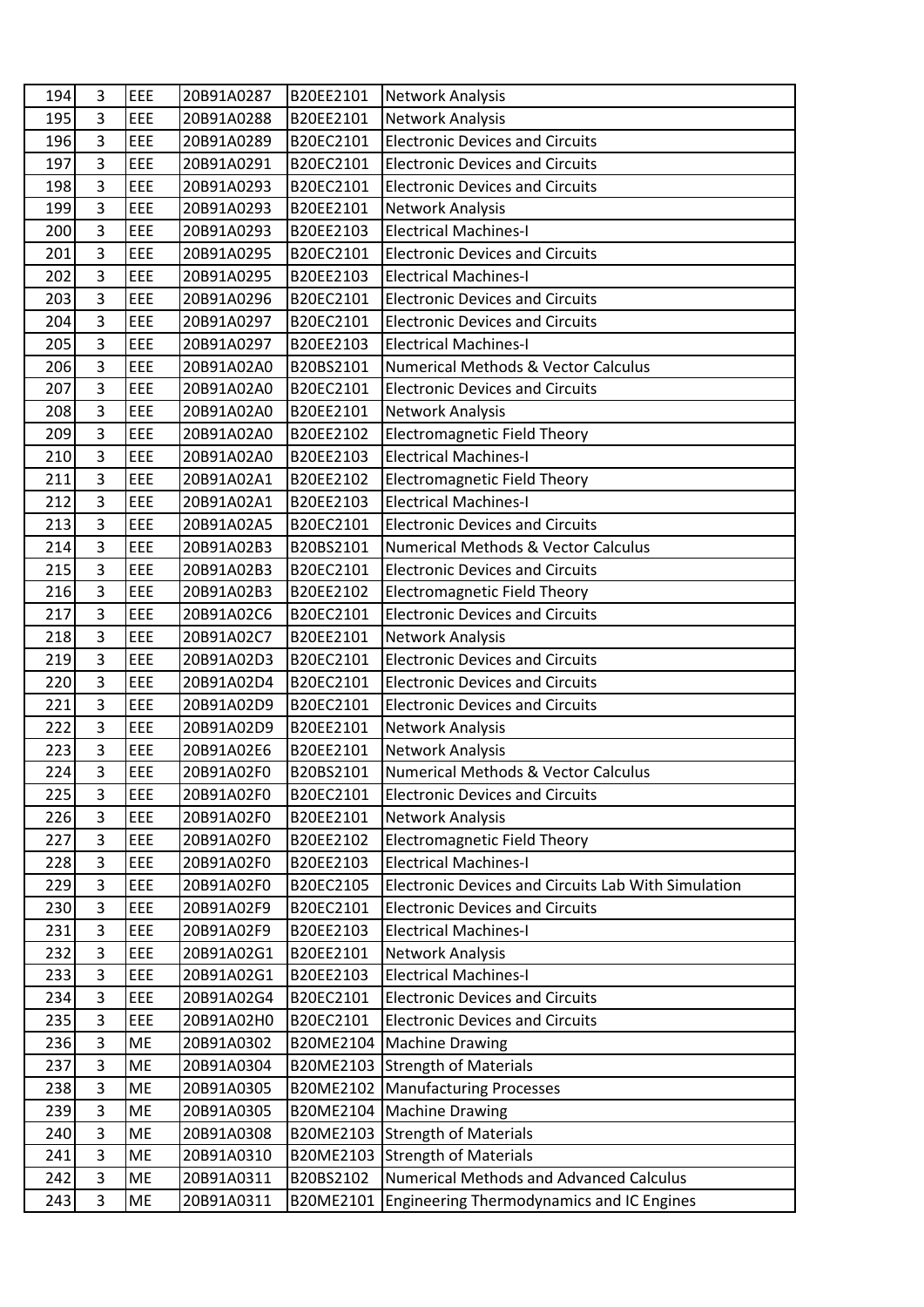| 194 | 3 | EEE | 20B91A0287 | B20EE2101 | Network Analysis |
|---|---|---|---|---|---|
| 195 | 3 | EEE | 20B91A0288 | B20EE2101 | Network Analysis |
| 196 | 3 | EEE | 20B91A0289 | B20EC2101 | Electronic Devices and Circuits |
| 197 | 3 | EEE | 20B91A0291 | B20EC2101 | Electronic Devices and Circuits |
| 198 | 3 | EEE | 20B91A0293 | B20EC2101 | Electronic Devices and Circuits |
| 199 | 3 | EEE | 20B91A0293 | B20EE2101 | Network Analysis |
| 200 | 3 | EEE | 20B91A0293 | B20EE2103 | Electrical Machines-I |
| 201 | 3 | EEE | 20B91A0295 | B20EC2101 | Electronic Devices and Circuits |
| 202 | 3 | EEE | 20B91A0295 | B20EE2103 | Electrical Machines-I |
| 203 | 3 | EEE | 20B91A0296 | B20EC2101 | Electronic Devices and Circuits |
| 204 | 3 | EEE | 20B91A0297 | B20EC2101 | Electronic Devices and Circuits |
| 205 | 3 | EEE | 20B91A0297 | B20EE2103 | Electrical Machines-I |
| 206 | 3 | EEE | 20B91A02A0 | B20BS2101 | Numerical Methods & Vector Calculus |
| 207 | 3 | EEE | 20B91A02A0 | B20EC2101 | Electronic Devices and Circuits |
| 208 | 3 | EEE | 20B91A02A0 | B20EE2101 | Network Analysis |
| 209 | 3 | EEE | 20B91A02A0 | B20EE2102 | Electromagnetic Field Theory |
| 210 | 3 | EEE | 20B91A02A0 | B20EE2103 | Electrical Machines-I |
| 211 | 3 | EEE | 20B91A02A1 | B20EE2102 | Electromagnetic Field Theory |
| 212 | 3 | EEE | 20B91A02A1 | B20EE2103 | Electrical Machines-I |
| 213 | 3 | EEE | 20B91A02A5 | B20EC2101 | Electronic Devices and Circuits |
| 214 | 3 | EEE | 20B91A02B3 | B20BS2101 | Numerical Methods & Vector Calculus |
| 215 | 3 | EEE | 20B91A02B3 | B20EC2101 | Electronic Devices and Circuits |
| 216 | 3 | EEE | 20B91A02B3 | B20EE2102 | Electromagnetic Field Theory |
| 217 | 3 | EEE | 20B91A02C6 | B20EC2101 | Electronic Devices and Circuits |
| 218 | 3 | EEE | 20B91A02C7 | B20EE2101 | Network Analysis |
| 219 | 3 | EEE | 20B91A02D3 | B20EC2101 | Electronic Devices and Circuits |
| 220 | 3 | EEE | 20B91A02D4 | B20EC2101 | Electronic Devices and Circuits |
| 221 | 3 | EEE | 20B91A02D9 | B20EC2101 | Electronic Devices and Circuits |
| 222 | 3 | EEE | 20B91A02D9 | B20EE2101 | Network Analysis |
| 223 | 3 | EEE | 20B91A02E6 | B20EE2101 | Network Analysis |
| 224 | 3 | EEE | 20B91A02F0 | B20BS2101 | Numerical Methods & Vector Calculus |
| 225 | 3 | EEE | 20B91A02F0 | B20EC2101 | Electronic Devices and Circuits |
| 226 | 3 | EEE | 20B91A02F0 | B20EE2101 | Network Analysis |
| 227 | 3 | EEE | 20B91A02F0 | B20EE2102 | Electromagnetic Field Theory |
| 228 | 3 | EEE | 20B91A02F0 | B20EE2103 | Electrical Machines-I |
| 229 | 3 | EEE | 20B91A02F0 | B20EC2105 | Electronic Devices and Circuits Lab With Simulation |
| 230 | 3 | EEE | 20B91A02F9 | B20EC2101 | Electronic Devices and Circuits |
| 231 | 3 | EEE | 20B91A02F9 | B20EE2103 | Electrical Machines-I |
| 232 | 3 | EEE | 20B91A02G1 | B20EE2101 | Network Analysis |
| 233 | 3 | EEE | 20B91A02G1 | B20EE2103 | Electrical Machines-I |
| 234 | 3 | EEE | 20B91A02G4 | B20EC2101 | Electronic Devices and Circuits |
| 235 | 3 | EEE | 20B91A02H0 | B20EC2101 | Electronic Devices and Circuits |
| 236 | 3 | ME | 20B91A0302 | B20ME2104 | Machine Drawing |
| 237 | 3 | ME | 20B91A0304 | B20ME2103 | Strength of Materials |
| 238 | 3 | ME | 20B91A0305 | B20ME2102 | Manufacturing Processes |
| 239 | 3 | ME | 20B91A0305 | B20ME2104 | Machine Drawing |
| 240 | 3 | ME | 20B91A0308 | B20ME2103 | Strength of Materials |
| 241 | 3 | ME | 20B91A0310 | B20ME2103 | Strength of Materials |
| 242 | 3 | ME | 20B91A0311 | B20BS2102 | Numerical Methods and Advanced Calculus |
| 243 | 3 | ME | 20B91A0311 | B20ME2101 | Engineering Thermodynamics and IC Engines |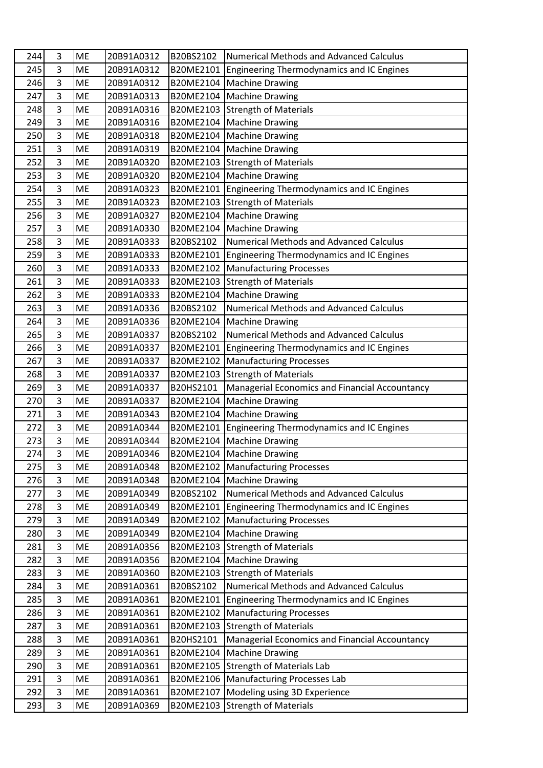| 244 | 3 | ME | 20B91A0312 | B20BS2102 | Numerical Methods and Advanced Calculus |
|---|---|---|---|---|---|
| 245 | 3 | ME | 20B91A0312 | B20ME2101 | Engineering Thermodynamics and IC Engines |
| 246 | 3 | ME | 20B91A0312 | B20ME2104 | Machine Drawing |
| 247 | 3 | ME | 20B91A0313 | B20ME2104 | Machine Drawing |
| 248 | 3 | ME | 20B91A0316 | B20ME2103 | Strength of Materials |
| 249 | 3 | ME | 20B91A0316 | B20ME2104 | Machine Drawing |
| 250 | 3 | ME | 20B91A0318 | B20ME2104 | Machine Drawing |
| 251 | 3 | ME | 20B91A0319 | B20ME2104 | Machine Drawing |
| 252 | 3 | ME | 20B91A0320 | B20ME2103 | Strength of Materials |
| 253 | 3 | ME | 20B91A0320 | B20ME2104 | Machine Drawing |
| 254 | 3 | ME | 20B91A0323 | B20ME2101 | Engineering Thermodynamics and IC Engines |
| 255 | 3 | ME | 20B91A0323 | B20ME2103 | Strength of Materials |
| 256 | 3 | ME | 20B91A0327 | B20ME2104 | Machine Drawing |
| 257 | 3 | ME | 20B91A0330 | B20ME2104 | Machine Drawing |
| 258 | 3 | ME | 20B91A0333 | B20BS2102 | Numerical Methods and Advanced Calculus |
| 259 | 3 | ME | 20B91A0333 | B20ME2101 | Engineering Thermodynamics and IC Engines |
| 260 | 3 | ME | 20B91A0333 | B20ME2102 | Manufacturing Processes |
| 261 | 3 | ME | 20B91A0333 | B20ME2103 | Strength of Materials |
| 262 | 3 | ME | 20B91A0333 | B20ME2104 | Machine Drawing |
| 263 | 3 | ME | 20B91A0336 | B20BS2102 | Numerical Methods and Advanced Calculus |
| 264 | 3 | ME | 20B91A0336 | B20ME2104 | Machine Drawing |
| 265 | 3 | ME | 20B91A0337 | B20BS2102 | Numerical Methods and Advanced Calculus |
| 266 | 3 | ME | 20B91A0337 | B20ME2101 | Engineering Thermodynamics and IC Engines |
| 267 | 3 | ME | 20B91A0337 | B20ME2102 | Manufacturing Processes |
| 268 | 3 | ME | 20B91A0337 | B20ME2103 | Strength of Materials |
| 269 | 3 | ME | 20B91A0337 | B20HS2101 | Managerial Economics and Financial Accountancy |
| 270 | 3 | ME | 20B91A0337 | B20ME2104 | Machine Drawing |
| 271 | 3 | ME | 20B91A0343 | B20ME2104 | Machine Drawing |
| 272 | 3 | ME | 20B91A0344 | B20ME2101 | Engineering Thermodynamics and IC Engines |
| 273 | 3 | ME | 20B91A0344 | B20ME2104 | Machine Drawing |
| 274 | 3 | ME | 20B91A0346 | B20ME2104 | Machine Drawing |
| 275 | 3 | ME | 20B91A0348 | B20ME2102 | Manufacturing Processes |
| 276 | 3 | ME | 20B91A0348 | B20ME2104 | Machine Drawing |
| 277 | 3 | ME | 20B91A0349 | B20BS2102 | Numerical Methods and Advanced Calculus |
| 278 | 3 | ME | 20B91A0349 | B20ME2101 | Engineering Thermodynamics and IC Engines |
| 279 | 3 | ME | 20B91A0349 | B20ME2102 | Manufacturing Processes |
| 280 | 3 | ME | 20B91A0349 | B20ME2104 | Machine Drawing |
| 281 | 3 | ME | 20B91A0356 | B20ME2103 | Strength of Materials |
| 282 | 3 | ME | 20B91A0356 | B20ME2104 | Machine Drawing |
| 283 | 3 | ME | 20B91A0360 | B20ME2103 | Strength of Materials |
| 284 | 3 | ME | 20B91A0361 | B20BS2102 | Numerical Methods and Advanced Calculus |
| 285 | 3 | ME | 20B91A0361 | B20ME2101 | Engineering Thermodynamics and IC Engines |
| 286 | 3 | ME | 20B91A0361 | B20ME2102 | Manufacturing Processes |
| 287 | 3 | ME | 20B91A0361 | B20ME2103 | Strength of Materials |
| 288 | 3 | ME | 20B91A0361 | B20HS2101 | Managerial Economics and Financial Accountancy |
| 289 | 3 | ME | 20B91A0361 | B20ME2104 | Machine Drawing |
| 290 | 3 | ME | 20B91A0361 | B20ME2105 | Strength of Materials Lab |
| 291 | 3 | ME | 20B91A0361 | B20ME2106 | Manufacturing Processes Lab |
| 292 | 3 | ME | 20B91A0361 | B20ME2107 | Modeling using 3D Experience |
| 293 | 3 | ME | 20B91A0369 | B20ME2103 | Strength of Materials |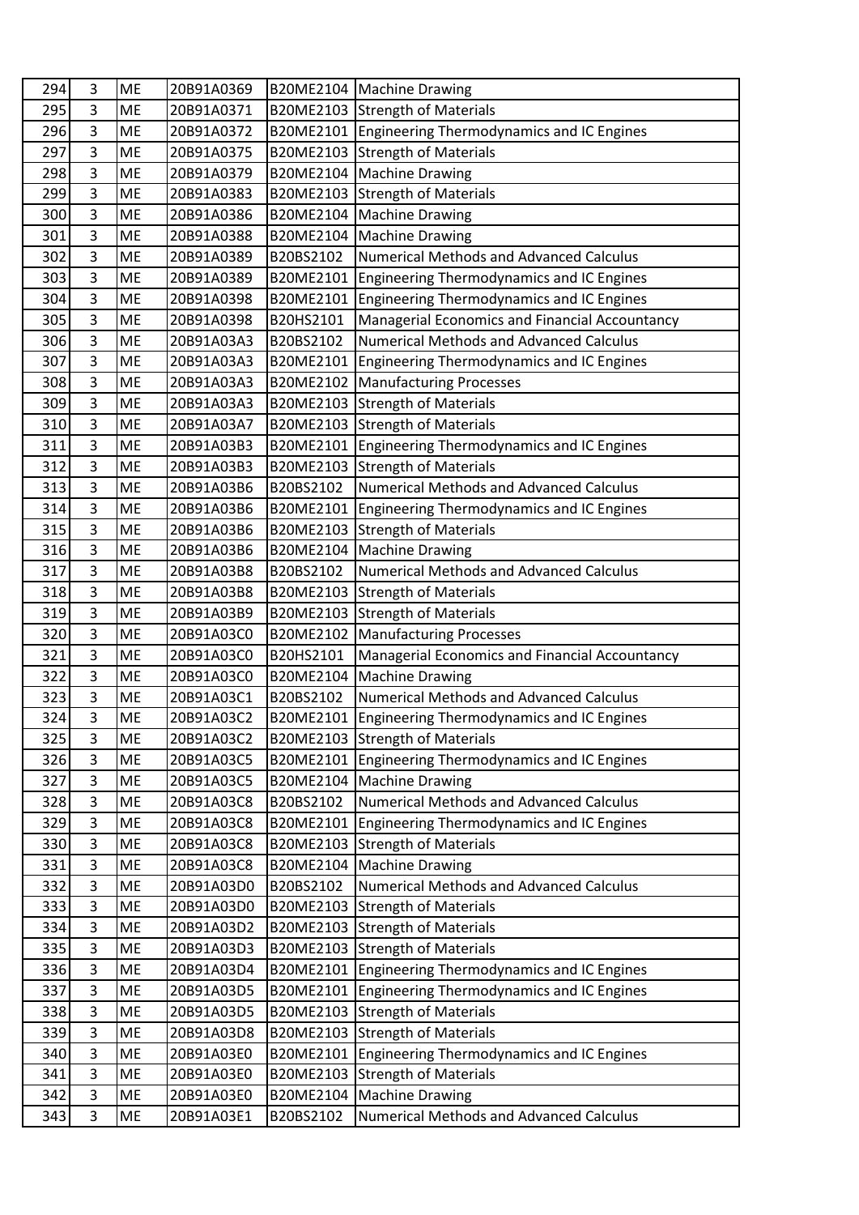| 294 | 3 | ME | 20B91A0369 | B20ME2104 | Machine Drawing |
|---|---|---|---|---|---|
| 295 | 3 | ME | 20B91A0371 | B20ME2103 | Strength of Materials |
| 296 | 3 | ME | 20B91A0372 | B20ME2101 | Engineering Thermodynamics and IC Engines |
| 297 | 3 | ME | 20B91A0375 | B20ME2103 | Strength of Materials |
| 298 | 3 | ME | 20B91A0379 | B20ME2104 | Machine Drawing |
| 299 | 3 | ME | 20B91A0383 | B20ME2103 | Strength of Materials |
| 300 | 3 | ME | 20B91A0386 | B20ME2104 | Machine Drawing |
| 301 | 3 | ME | 20B91A0388 | B20ME2104 | Machine Drawing |
| 302 | 3 | ME | 20B91A0389 | B20BS2102 | Numerical Methods and Advanced Calculus |
| 303 | 3 | ME | 20B91A0389 | B20ME2101 | Engineering Thermodynamics and IC Engines |
| 304 | 3 | ME | 20B91A0398 | B20ME2101 | Engineering Thermodynamics and IC Engines |
| 305 | 3 | ME | 20B91A0398 | B20HS2101 | Managerial Economics and Financial Accountancy |
| 306 | 3 | ME | 20B91A03A3 | B20BS2102 | Numerical Methods and Advanced Calculus |
| 307 | 3 | ME | 20B91A03A3 | B20ME2101 | Engineering Thermodynamics and IC Engines |
| 308 | 3 | ME | 20B91A03A3 | B20ME2102 | Manufacturing Processes |
| 309 | 3 | ME | 20B91A03A3 | B20ME2103 | Strength of Materials |
| 310 | 3 | ME | 20B91A03A7 | B20ME2103 | Strength of Materials |
| 311 | 3 | ME | 20B91A03B3 | B20ME2101 | Engineering Thermodynamics and IC Engines |
| 312 | 3 | ME | 20B91A03B3 | B20ME2103 | Strength of Materials |
| 313 | 3 | ME | 20B91A03B6 | B20BS2102 | Numerical Methods and Advanced Calculus |
| 314 | 3 | ME | 20B91A03B6 | B20ME2101 | Engineering Thermodynamics and IC Engines |
| 315 | 3 | ME | 20B91A03B6 | B20ME2103 | Strength of Materials |
| 316 | 3 | ME | 20B91A03B6 | B20ME2104 | Machine Drawing |
| 317 | 3 | ME | 20B91A03B8 | B20BS2102 | Numerical Methods and Advanced Calculus |
| 318 | 3 | ME | 20B91A03B8 | B20ME2103 | Strength of Materials |
| 319 | 3 | ME | 20B91A03B9 | B20ME2103 | Strength of Materials |
| 320 | 3 | ME | 20B91A03C0 | B20ME2102 | Manufacturing Processes |
| 321 | 3 | ME | 20B91A03C0 | B20HS2101 | Managerial Economics and Financial Accountancy |
| 322 | 3 | ME | 20B91A03C0 | B20ME2104 | Machine Drawing |
| 323 | 3 | ME | 20B91A03C1 | B20BS2102 | Numerical Methods and Advanced Calculus |
| 324 | 3 | ME | 20B91A03C2 | B20ME2101 | Engineering Thermodynamics and IC Engines |
| 325 | 3 | ME | 20B91A03C2 | B20ME2103 | Strength of Materials |
| 326 | 3 | ME | 20B91A03C5 | B20ME2101 | Engineering Thermodynamics and IC Engines |
| 327 | 3 | ME | 20B91A03C5 | B20ME2104 | Machine Drawing |
| 328 | 3 | ME | 20B91A03C8 | B20BS2102 | Numerical Methods and Advanced Calculus |
| 329 | 3 | ME | 20B91A03C8 | B20ME2101 | Engineering Thermodynamics and IC Engines |
| 330 | 3 | ME | 20B91A03C8 | B20ME2103 | Strength of Materials |
| 331 | 3 | ME | 20B91A03C8 | B20ME2104 | Machine Drawing |
| 332 | 3 | ME | 20B91A03D0 | B20BS2102 | Numerical Methods and Advanced Calculus |
| 333 | 3 | ME | 20B91A03D0 | B20ME2103 | Strength of Materials |
| 334 | 3 | ME | 20B91A03D2 | B20ME2103 | Strength of Materials |
| 335 | 3 | ME | 20B91A03D3 | B20ME2103 | Strength of Materials |
| 336 | 3 | ME | 20B91A03D4 | B20ME2101 | Engineering Thermodynamics and IC Engines |
| 337 | 3 | ME | 20B91A03D5 | B20ME2101 | Engineering Thermodynamics and IC Engines |
| 338 | 3 | ME | 20B91A03D5 | B20ME2103 | Strength of Materials |
| 339 | 3 | ME | 20B91A03D8 | B20ME2103 | Strength of Materials |
| 340 | 3 | ME | 20B91A03E0 | B20ME2101 | Engineering Thermodynamics and IC Engines |
| 341 | 3 | ME | 20B91A03E0 | B20ME2103 | Strength of Materials |
| 342 | 3 | ME | 20B91A03E0 | B20ME2104 | Machine Drawing |
| 343 | 3 | ME | 20B91A03E1 | B20BS2102 | Numerical Methods and Advanced Calculus |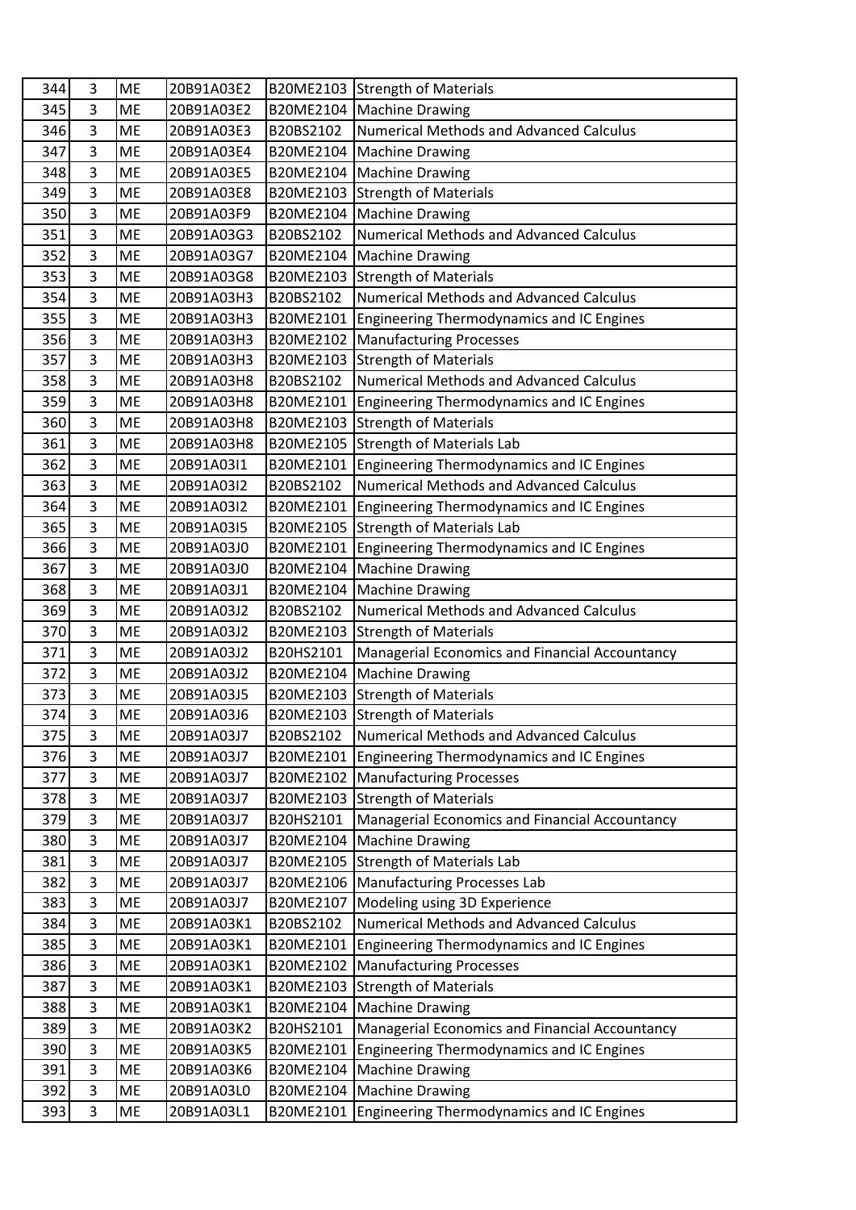| 344 | 3 | ME | 20B91A03E2 | B20ME2103 | Strength of Materials |
|---|---|---|---|---|---|
| 345 | 3 | ME | 20B91A03E2 | B20ME2104 | Machine Drawing |
| 346 | 3 | ME | 20B91A03E3 | B20BS2102 | Numerical Methods and Advanced Calculus |
| 347 | 3 | ME | 20B91A03E4 | B20ME2104 | Machine Drawing |
| 348 | 3 | ME | 20B91A03E5 | B20ME2104 | Machine Drawing |
| 349 | 3 | ME | 20B91A03E8 | B20ME2103 | Strength of Materials |
| 350 | 3 | ME | 20B91A03F9 | B20ME2104 | Machine Drawing |
| 351 | 3 | ME | 20B91A03G3 | B20BS2102 | Numerical Methods and Advanced Calculus |
| 352 | 3 | ME | 20B91A03G7 | B20ME2104 | Machine Drawing |
| 353 | 3 | ME | 20B91A03G8 | B20ME2103 | Strength of Materials |
| 354 | 3 | ME | 20B91A03H3 | B20BS2102 | Numerical Methods and Advanced Calculus |
| 355 | 3 | ME | 20B91A03H3 | B20ME2101 | Engineering Thermodynamics and IC Engines |
| 356 | 3 | ME | 20B91A03H3 | B20ME2102 | Manufacturing Processes |
| 357 | 3 | ME | 20B91A03H3 | B20ME2103 | Strength of Materials |
| 358 | 3 | ME | 20B91A03H8 | B20BS2102 | Numerical Methods and Advanced Calculus |
| 359 | 3 | ME | 20B91A03H8 | B20ME2101 | Engineering Thermodynamics and IC Engines |
| 360 | 3 | ME | 20B91A03H8 | B20ME2103 | Strength of Materials |
| 361 | 3 | ME | 20B91A03H8 | B20ME2105 | Strength of Materials Lab |
| 362 | 3 | ME | 20B91A03I1 | B20ME2101 | Engineering Thermodynamics and IC Engines |
| 363 | 3 | ME | 20B91A03I2 | B20BS2102 | Numerical Methods and Advanced Calculus |
| 364 | 3 | ME | 20B91A03I2 | B20ME2101 | Engineering Thermodynamics and IC Engines |
| 365 | 3 | ME | 20B91A03I5 | B20ME2105 | Strength of Materials Lab |
| 366 | 3 | ME | 20B91A03J0 | B20ME2101 | Engineering Thermodynamics and IC Engines |
| 367 | 3 | ME | 20B91A03J0 | B20ME2104 | Machine Drawing |
| 368 | 3 | ME | 20B91A03J1 | B20ME2104 | Machine Drawing |
| 369 | 3 | ME | 20B91A03J2 | B20BS2102 | Numerical Methods and Advanced Calculus |
| 370 | 3 | ME | 20B91A03J2 | B20ME2103 | Strength of Materials |
| 371 | 3 | ME | 20B91A03J2 | B20HS2101 | Managerial Economics and Financial Accountancy |
| 372 | 3 | ME | 20B91A03J2 | B20ME2104 | Machine Drawing |
| 373 | 3 | ME | 20B91A03J5 | B20ME2103 | Strength of Materials |
| 374 | 3 | ME | 20B91A03J6 | B20ME2103 | Strength of Materials |
| 375 | 3 | ME | 20B91A03J7 | B20BS2102 | Numerical Methods and Advanced Calculus |
| 376 | 3 | ME | 20B91A03J7 | B20ME2101 | Engineering Thermodynamics and IC Engines |
| 377 | 3 | ME | 20B91A03J7 | B20ME2102 | Manufacturing Processes |
| 378 | 3 | ME | 20B91A03J7 | B20ME2103 | Strength of Materials |
| 379 | 3 | ME | 20B91A03J7 | B20HS2101 | Managerial Economics and Financial Accountancy |
| 380 | 3 | ME | 20B91A03J7 | B20ME2104 | Machine Drawing |
| 381 | 3 | ME | 20B91A03J7 | B20ME2105 | Strength of Materials Lab |
| 382 | 3 | ME | 20B91A03J7 | B20ME2106 | Manufacturing Processes Lab |
| 383 | 3 | ME | 20B91A03J7 | B20ME2107 | Modeling using 3D Experience |
| 384 | 3 | ME | 20B91A03K1 | B20BS2102 | Numerical Methods and Advanced Calculus |
| 385 | 3 | ME | 20B91A03K1 | B20ME2101 | Engineering Thermodynamics and IC Engines |
| 386 | 3 | ME | 20B91A03K1 | B20ME2102 | Manufacturing Processes |
| 387 | 3 | ME | 20B91A03K1 | B20ME2103 | Strength of Materials |
| 388 | 3 | ME | 20B91A03K1 | B20ME2104 | Machine Drawing |
| 389 | 3 | ME | 20B91A03K2 | B20HS2101 | Managerial Economics and Financial Accountancy |
| 390 | 3 | ME | 20B91A03K5 | B20ME2101 | Engineering Thermodynamics and IC Engines |
| 391 | 3 | ME | 20B91A03K6 | B20ME2104 | Machine Drawing |
| 392 | 3 | ME | 20B91A03L0 | B20ME2104 | Machine Drawing |
| 393 | 3 | ME | 20B91A03L1 | B20ME2101 | Engineering Thermodynamics and IC Engines |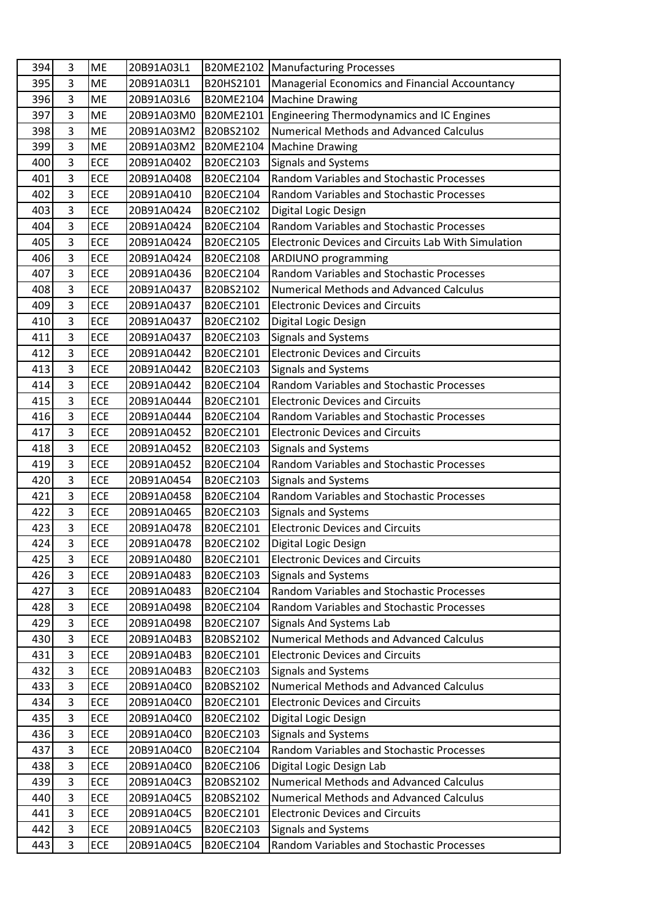| 394 | 3 | ME | 20B91A03L1 | B20ME2102 | Manufacturing Processes |
|---|---|---|---|---|---|
| 395 | 3 | ME | 20B91A03L1 | B20HS2101 | Managerial Economics and Financial Accountancy |
| 396 | 3 | ME | 20B91A03L6 | B20ME2104 | Machine Drawing |
| 397 | 3 | ME | 20B91A03M0 | B20ME2101 | Engineering Thermodynamics and IC Engines |
| 398 | 3 | ME | 20B91A03M2 | B20BS2102 | Numerical Methods and Advanced Calculus |
| 399 | 3 | ME | 20B91A03M2 | B20ME2104 | Machine Drawing |
| 400 | 3 | ECE | 20B91A0402 | B20EC2103 | Signals and Systems |
| 401 | 3 | ECE | 20B91A0408 | B20EC2104 | Random Variables and Stochastic Processes |
| 402 | 3 | ECE | 20B91A0410 | B20EC2104 | Random Variables and Stochastic Processes |
| 403 | 3 | ECE | 20B91A0424 | B20EC2102 | Digital Logic Design |
| 404 | 3 | ECE | 20B91A0424 | B20EC2104 | Random Variables and Stochastic Processes |
| 405 | 3 | ECE | 20B91A0424 | B20EC2105 | Electronic Devices and Circuits Lab With Simulation |
| 406 | 3 | ECE | 20B91A0424 | B20EC2108 | ARDIUNO programming |
| 407 | 3 | ECE | 20B91A0436 | B20EC2104 | Random Variables and Stochastic Processes |
| 408 | 3 | ECE | 20B91A0437 | B20BS2102 | Numerical Methods and Advanced Calculus |
| 409 | 3 | ECE | 20B91A0437 | B20EC2101 | Electronic Devices and Circuits |
| 410 | 3 | ECE | 20B91A0437 | B20EC2102 | Digital Logic Design |
| 411 | 3 | ECE | 20B91A0437 | B20EC2103 | Signals and Systems |
| 412 | 3 | ECE | 20B91A0442 | B20EC2101 | Electronic Devices and Circuits |
| 413 | 3 | ECE | 20B91A0442 | B20EC2103 | Signals and Systems |
| 414 | 3 | ECE | 20B91A0442 | B20EC2104 | Random Variables and Stochastic Processes |
| 415 | 3 | ECE | 20B91A0444 | B20EC2101 | Electronic Devices and Circuits |
| 416 | 3 | ECE | 20B91A0444 | B20EC2104 | Random Variables and Stochastic Processes |
| 417 | 3 | ECE | 20B91A0452 | B20EC2101 | Electronic Devices and Circuits |
| 418 | 3 | ECE | 20B91A0452 | B20EC2103 | Signals and Systems |
| 419 | 3 | ECE | 20B91A0452 | B20EC2104 | Random Variables and Stochastic Processes |
| 420 | 3 | ECE | 20B91A0454 | B20EC2103 | Signals and Systems |
| 421 | 3 | ECE | 20B91A0458 | B20EC2104 | Random Variables and Stochastic Processes |
| 422 | 3 | ECE | 20B91A0465 | B20EC2103 | Signals and Systems |
| 423 | 3 | ECE | 20B91A0478 | B20EC2101 | Electronic Devices and Circuits |
| 424 | 3 | ECE | 20B91A0478 | B20EC2102 | Digital Logic Design |
| 425 | 3 | ECE | 20B91A0480 | B20EC2101 | Electronic Devices and Circuits |
| 426 | 3 | ECE | 20B91A0483 | B20EC2103 | Signals and Systems |
| 427 | 3 | ECE | 20B91A0483 | B20EC2104 | Random Variables and Stochastic Processes |
| 428 | 3 | ECE | 20B91A0498 | B20EC2104 | Random Variables and Stochastic Processes |
| 429 | 3 | ECE | 20B91A0498 | B20EC2107 | Signals And Systems Lab |
| 430 | 3 | ECE | 20B91A04B3 | B20BS2102 | Numerical Methods and Advanced Calculus |
| 431 | 3 | ECE | 20B91A04B3 | B20EC2101 | Electronic Devices and Circuits |
| 432 | 3 | ECE | 20B91A04B3 | B20EC2103 | Signals and Systems |
| 433 | 3 | ECE | 20B91A04C0 | B20BS2102 | Numerical Methods and Advanced Calculus |
| 434 | 3 | ECE | 20B91A04C0 | B20EC2101 | Electronic Devices and Circuits |
| 435 | 3 | ECE | 20B91A04C0 | B20EC2102 | Digital Logic Design |
| 436 | 3 | ECE | 20B91A04C0 | B20EC2103 | Signals and Systems |
| 437 | 3 | ECE | 20B91A04C0 | B20EC2104 | Random Variables and Stochastic Processes |
| 438 | 3 | ECE | 20B91A04C0 | B20EC2106 | Digital Logic Design Lab |
| 439 | 3 | ECE | 20B91A04C3 | B20BS2102 | Numerical Methods and Advanced Calculus |
| 440 | 3 | ECE | 20B91A04C5 | B20BS2102 | Numerical Methods and Advanced Calculus |
| 441 | 3 | ECE | 20B91A04C5 | B20EC2101 | Electronic Devices and Circuits |
| 442 | 3 | ECE | 20B91A04C5 | B20EC2103 | Signals and Systems |
| 443 | 3 | ECE | 20B91A04C5 | B20EC2104 | Random Variables and Stochastic Processes |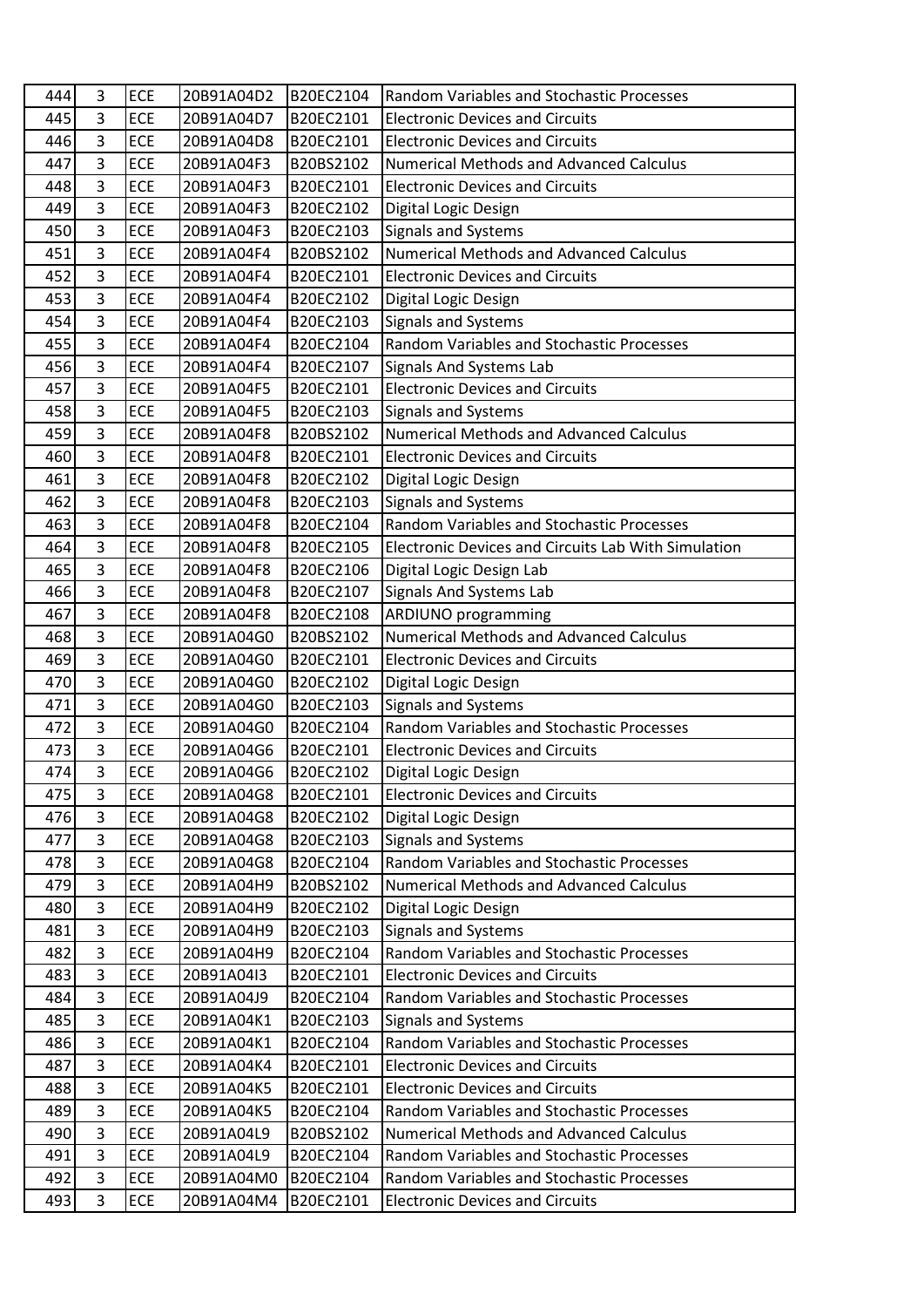| 444 | 3 | ECE | 20B91A04D2 | B20EC2104 | Random Variables and Stochastic Processes |
|---|---|---|---|---|---|
| 445 | 3 | ECE | 20B91A04D7 | B20EC2101 | Electronic Devices and Circuits |
| 446 | 3 | ECE | 20B91A04D8 | B20EC2101 | Electronic Devices and Circuits |
| 447 | 3 | ECE | 20B91A04F3 | B20BS2102 | Numerical Methods and Advanced Calculus |
| 448 | 3 | ECE | 20B91A04F3 | B20EC2101 | Electronic Devices and Circuits |
| 449 | 3 | ECE | 20B91A04F3 | B20EC2102 | Digital Logic Design |
| 450 | 3 | ECE | 20B91A04F3 | B20EC2103 | Signals and Systems |
| 451 | 3 | ECE | 20B91A04F4 | B20BS2102 | Numerical Methods and Advanced Calculus |
| 452 | 3 | ECE | 20B91A04F4 | B20EC2101 | Electronic Devices and Circuits |
| 453 | 3 | ECE | 20B91A04F4 | B20EC2102 | Digital Logic Design |
| 454 | 3 | ECE | 20B91A04F4 | B20EC2103 | Signals and Systems |
| 455 | 3 | ECE | 20B91A04F4 | B20EC2104 | Random Variables and Stochastic Processes |
| 456 | 3 | ECE | 20B91A04F4 | B20EC2107 | Signals And Systems Lab |
| 457 | 3 | ECE | 20B91A04F5 | B20EC2101 | Electronic Devices and Circuits |
| 458 | 3 | ECE | 20B91A04F5 | B20EC2103 | Signals and Systems |
| 459 | 3 | ECE | 20B91A04F8 | B20BS2102 | Numerical Methods and Advanced Calculus |
| 460 | 3 | ECE | 20B91A04F8 | B20EC2101 | Electronic Devices and Circuits |
| 461 | 3 | ECE | 20B91A04F8 | B20EC2102 | Digital Logic Design |
| 462 | 3 | ECE | 20B91A04F8 | B20EC2103 | Signals and Systems |
| 463 | 3 | ECE | 20B91A04F8 | B20EC2104 | Random Variables and Stochastic Processes |
| 464 | 3 | ECE | 20B91A04F8 | B20EC2105 | Electronic Devices and Circuits Lab With Simulation |
| 465 | 3 | ECE | 20B91A04F8 | B20EC2106 | Digital Logic Design Lab |
| 466 | 3 | ECE | 20B91A04F8 | B20EC2107 | Signals And Systems Lab |
| 467 | 3 | ECE | 20B91A04F8 | B20EC2108 | ARDIUNO programming |
| 468 | 3 | ECE | 20B91A04G0 | B20BS2102 | Numerical Methods and Advanced Calculus |
| 469 | 3 | ECE | 20B91A04G0 | B20EC2101 | Electronic Devices and Circuits |
| 470 | 3 | ECE | 20B91A04G0 | B20EC2102 | Digital Logic Design |
| 471 | 3 | ECE | 20B91A04G0 | B20EC2103 | Signals and Systems |
| 472 | 3 | ECE | 20B91A04G0 | B20EC2104 | Random Variables and Stochastic Processes |
| 473 | 3 | ECE | 20B91A04G6 | B20EC2101 | Electronic Devices and Circuits |
| 474 | 3 | ECE | 20B91A04G6 | B20EC2102 | Digital Logic Design |
| 475 | 3 | ECE | 20B91A04G8 | B20EC2101 | Electronic Devices and Circuits |
| 476 | 3 | ECE | 20B91A04G8 | B20EC2102 | Digital Logic Design |
| 477 | 3 | ECE | 20B91A04G8 | B20EC2103 | Signals and Systems |
| 478 | 3 | ECE | 20B91A04G8 | B20EC2104 | Random Variables and Stochastic Processes |
| 479 | 3 | ECE | 20B91A04H9 | B20BS2102 | Numerical Methods and Advanced Calculus |
| 480 | 3 | ECE | 20B91A04H9 | B20EC2102 | Digital Logic Design |
| 481 | 3 | ECE | 20B91A04H9 | B20EC2103 | Signals and Systems |
| 482 | 3 | ECE | 20B91A04H9 | B20EC2104 | Random Variables and Stochastic Processes |
| 483 | 3 | ECE | 20B91A04I3 | B20EC2101 | Electronic Devices and Circuits |
| 484 | 3 | ECE | 20B91A04J9 | B20EC2104 | Random Variables and Stochastic Processes |
| 485 | 3 | ECE | 20B91A04K1 | B20EC2103 | Signals and Systems |
| 486 | 3 | ECE | 20B91A04K1 | B20EC2104 | Random Variables and Stochastic Processes |
| 487 | 3 | ECE | 20B91A04K4 | B20EC2101 | Electronic Devices and Circuits |
| 488 | 3 | ECE | 20B91A04K5 | B20EC2101 | Electronic Devices and Circuits |
| 489 | 3 | ECE | 20B91A04K5 | B20EC2104 | Random Variables and Stochastic Processes |
| 490 | 3 | ECE | 20B91A04L9 | B20BS2102 | Numerical Methods and Advanced Calculus |
| 491 | 3 | ECE | 20B91A04L9 | B20EC2104 | Random Variables and Stochastic Processes |
| 492 | 3 | ECE | 20B91A04M0 | B20EC2104 | Random Variables and Stochastic Processes |
| 493 | 3 | ECE | 20B91A04M4 | B20EC2101 | Electronic Devices and Circuits |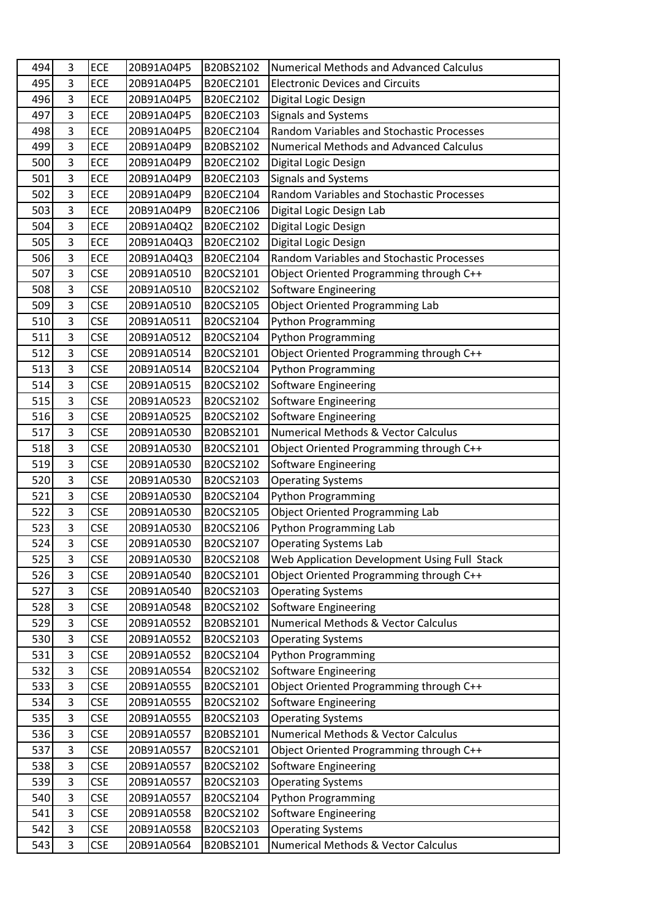| 494 | 3 | ECE | 20B91A04P5 | B20BS2102 | Numerical Methods and Advanced Calculus |
|---|---|---|---|---|---|
| 495 | 3 | ECE | 20B91A04P5 | B20EC2101 | Electronic Devices and Circuits |
| 496 | 3 | ECE | 20B91A04P5 | B20EC2102 | Digital Logic Design |
| 497 | 3 | ECE | 20B91A04P5 | B20EC2103 | Signals and Systems |
| 498 | 3 | ECE | 20B91A04P5 | B20EC2104 | Random Variables and Stochastic Processes |
| 499 | 3 | ECE | 20B91A04P9 | B20BS2102 | Numerical Methods and Advanced Calculus |
| 500 | 3 | ECE | 20B91A04P9 | B20EC2102 | Digital Logic Design |
| 501 | 3 | ECE | 20B91A04P9 | B20EC2103 | Signals and Systems |
| 502 | 3 | ECE | 20B91A04P9 | B20EC2104 | Random Variables and Stochastic Processes |
| 503 | 3 | ECE | 20B91A04P9 | B20EC2106 | Digital Logic Design Lab |
| 504 | 3 | ECE | 20B91A04Q2 | B20EC2102 | Digital Logic Design |
| 505 | 3 | ECE | 20B91A04Q3 | B20EC2102 | Digital Logic Design |
| 506 | 3 | ECE | 20B91A04Q3 | B20EC2104 | Random Variables and Stochastic Processes |
| 507 | 3 | CSE | 20B91A0510 | B20CS2101 | Object Oriented Programming through C++ |
| 508 | 3 | CSE | 20B91A0510 | B20CS2102 | Software Engineering |
| 509 | 3 | CSE | 20B91A0510 | B20CS2105 | Object Oriented Programming Lab |
| 510 | 3 | CSE | 20B91A0511 | B20CS2104 | Python Programming |
| 511 | 3 | CSE | 20B91A0512 | B20CS2104 | Python Programming |
| 512 | 3 | CSE | 20B91A0514 | B20CS2101 | Object Oriented Programming through C++ |
| 513 | 3 | CSE | 20B91A0514 | B20CS2104 | Python Programming |
| 514 | 3 | CSE | 20B91A0515 | B20CS2102 | Software Engineering |
| 515 | 3 | CSE | 20B91A0523 | B20CS2102 | Software Engineering |
| 516 | 3 | CSE | 20B91A0525 | B20CS2102 | Software Engineering |
| 517 | 3 | CSE | 20B91A0530 | B20BS2101 | Numerical Methods & Vector Calculus |
| 518 | 3 | CSE | 20B91A0530 | B20CS2101 | Object Oriented Programming through C++ |
| 519 | 3 | CSE | 20B91A0530 | B20CS2102 | Software Engineering |
| 520 | 3 | CSE | 20B91A0530 | B20CS2103 | Operating Systems |
| 521 | 3 | CSE | 20B91A0530 | B20CS2104 | Python Programming |
| 522 | 3 | CSE | 20B91A0530 | B20CS2105 | Object Oriented Programming Lab |
| 523 | 3 | CSE | 20B91A0530 | B20CS2106 | Python Programming Lab |
| 524 | 3 | CSE | 20B91A0530 | B20CS2107 | Operating Systems Lab |
| 525 | 3 | CSE | 20B91A0530 | B20CS2108 | Web Application Development Using Full Stack |
| 526 | 3 | CSE | 20B91A0540 | B20CS2101 | Object Oriented Programming through C++ |
| 527 | 3 | CSE | 20B91A0540 | B20CS2103 | Operating Systems |
| 528 | 3 | CSE | 20B91A0548 | B20CS2102 | Software Engineering |
| 529 | 3 | CSE | 20B91A0552 | B20BS2101 | Numerical Methods & Vector Calculus |
| 530 | 3 | CSE | 20B91A0552 | B20CS2103 | Operating Systems |
| 531 | 3 | CSE | 20B91A0552 | B20CS2104 | Python Programming |
| 532 | 3 | CSE | 20B91A0554 | B20CS2102 | Software Engineering |
| 533 | 3 | CSE | 20B91A0555 | B20CS2101 | Object Oriented Programming through C++ |
| 534 | 3 | CSE | 20B91A0555 | B20CS2102 | Software Engineering |
| 535 | 3 | CSE | 20B91A0555 | B20CS2103 | Operating Systems |
| 536 | 3 | CSE | 20B91A0557 | B20BS2101 | Numerical Methods & Vector Calculus |
| 537 | 3 | CSE | 20B91A0557 | B20CS2101 | Object Oriented Programming through C++ |
| 538 | 3 | CSE | 20B91A0557 | B20CS2102 | Software Engineering |
| 539 | 3 | CSE | 20B91A0557 | B20CS2103 | Operating Systems |
| 540 | 3 | CSE | 20B91A0557 | B20CS2104 | Python Programming |
| 541 | 3 | CSE | 20B91A0558 | B20CS2102 | Software Engineering |
| 542 | 3 | CSE | 20B91A0558 | B20CS2103 | Operating Systems |
| 543 | 3 | CSE | 20B91A0564 | B20BS2101 | Numerical Methods & Vector Calculus |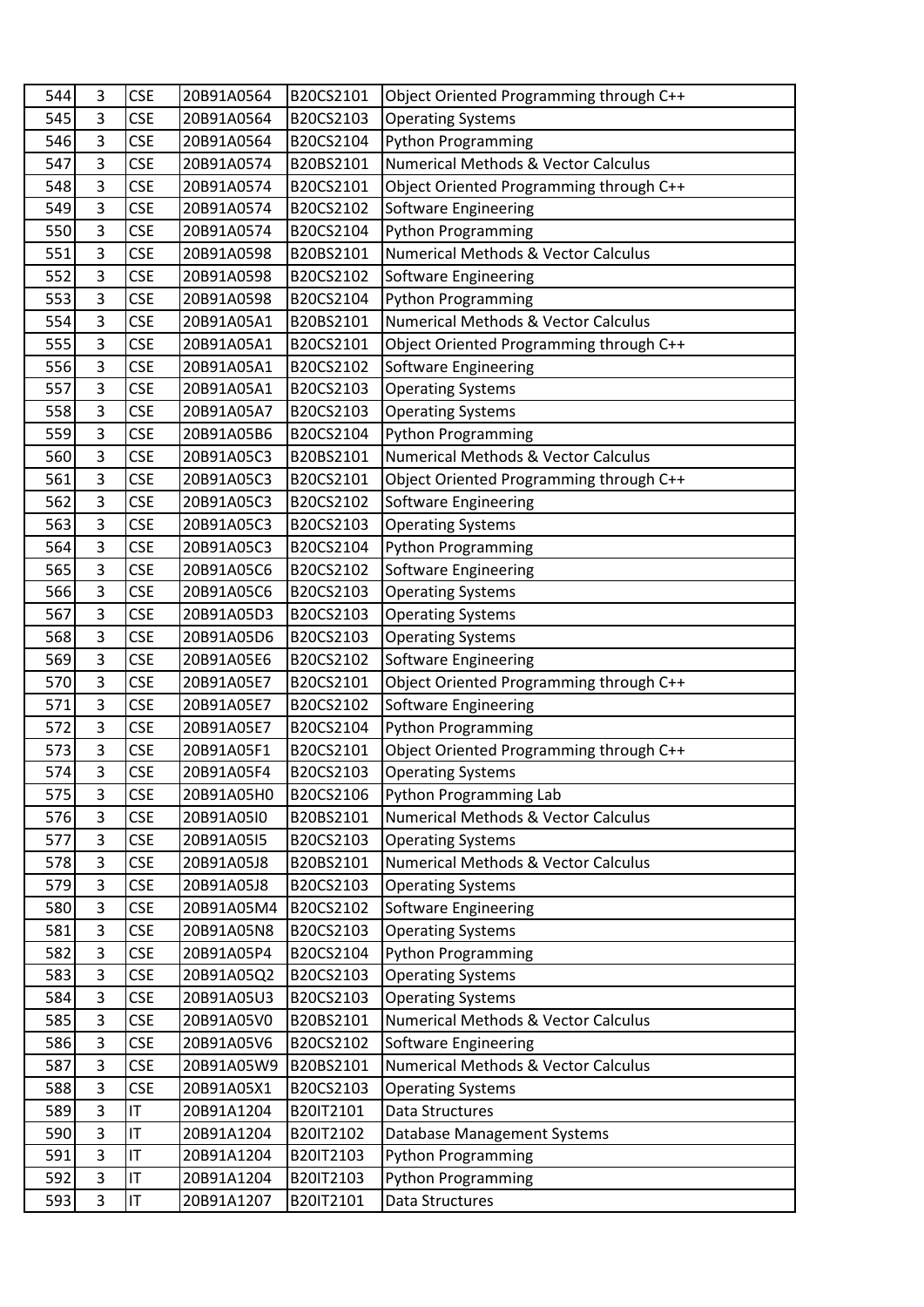| 544 | 3 | CSE | 20B91A0564 | B20CS2101 | Object Oriented Programming through C++ |
|---|---|---|---|---|---|
| 545 | 3 | CSE | 20B91A0564 | B20CS2103 | Operating Systems |
| 546 | 3 | CSE | 20B91A0564 | B20CS2104 | Python Programming |
| 547 | 3 | CSE | 20B91A0574 | B20BS2101 | Numerical Methods & Vector Calculus |
| 548 | 3 | CSE | 20B91A0574 | B20CS2101 | Object Oriented Programming through C++ |
| 549 | 3 | CSE | 20B91A0574 | B20CS2102 | Software Engineering |
| 550 | 3 | CSE | 20B91A0574 | B20CS2104 | Python Programming |
| 551 | 3 | CSE | 20B91A0598 | B20BS2101 | Numerical Methods & Vector Calculus |
| 552 | 3 | CSE | 20B91A0598 | B20CS2102 | Software Engineering |
| 553 | 3 | CSE | 20B91A0598 | B20CS2104 | Python Programming |
| 554 | 3 | CSE | 20B91A05A1 | B20BS2101 | Numerical Methods & Vector Calculus |
| 555 | 3 | CSE | 20B91A05A1 | B20CS2101 | Object Oriented Programming through C++ |
| 556 | 3 | CSE | 20B91A05A1 | B20CS2102 | Software Engineering |
| 557 | 3 | CSE | 20B91A05A1 | B20CS2103 | Operating Systems |
| 558 | 3 | CSE | 20B91A05A7 | B20CS2103 | Operating Systems |
| 559 | 3 | CSE | 20B91A05B6 | B20CS2104 | Python Programming |
| 560 | 3 | CSE | 20B91A05C3 | B20BS2101 | Numerical Methods & Vector Calculus |
| 561 | 3 | CSE | 20B91A05C3 | B20CS2101 | Object Oriented Programming through C++ |
| 562 | 3 | CSE | 20B91A05C3 | B20CS2102 | Software Engineering |
| 563 | 3 | CSE | 20B91A05C3 | B20CS2103 | Operating Systems |
| 564 | 3 | CSE | 20B91A05C3 | B20CS2104 | Python Programming |
| 565 | 3 | CSE | 20B91A05C6 | B20CS2102 | Software Engineering |
| 566 | 3 | CSE | 20B91A05C6 | B20CS2103 | Operating Systems |
| 567 | 3 | CSE | 20B91A05D3 | B20CS2103 | Operating Systems |
| 568 | 3 | CSE | 20B91A05D6 | B20CS2103 | Operating Systems |
| 569 | 3 | CSE | 20B91A05E6 | B20CS2102 | Software Engineering |
| 570 | 3 | CSE | 20B91A05E7 | B20CS2101 | Object Oriented Programming through C++ |
| 571 | 3 | CSE | 20B91A05E7 | B20CS2102 | Software Engineering |
| 572 | 3 | CSE | 20B91A05E7 | B20CS2104 | Python Programming |
| 573 | 3 | CSE | 20B91A05F1 | B20CS2101 | Object Oriented Programming through C++ |
| 574 | 3 | CSE | 20B91A05F4 | B20CS2103 | Operating Systems |
| 575 | 3 | CSE | 20B91A05H0 | B20CS2106 | Python Programming Lab |
| 576 | 3 | CSE | 20B91A05I0 | B20BS2101 | Numerical Methods & Vector Calculus |
| 577 | 3 | CSE | 20B91A05I5 | B20CS2103 | Operating Systems |
| 578 | 3 | CSE | 20B91A05J8 | B20BS2101 | Numerical Methods & Vector Calculus |
| 579 | 3 | CSE | 20B91A05J8 | B20CS2103 | Operating Systems |
| 580 | 3 | CSE | 20B91A05M4 | B20CS2102 | Software Engineering |
| 581 | 3 | CSE | 20B91A05N8 | B20CS2103 | Operating Systems |
| 582 | 3 | CSE | 20B91A05P4 | B20CS2104 | Python Programming |
| 583 | 3 | CSE | 20B91A05Q2 | B20CS2103 | Operating Systems |
| 584 | 3 | CSE | 20B91A05U3 | B20CS2103 | Operating Systems |
| 585 | 3 | CSE | 20B91A05V0 | B20BS2101 | Numerical Methods & Vector Calculus |
| 586 | 3 | CSE | 20B91A05V6 | B20CS2102 | Software Engineering |
| 587 | 3 | CSE | 20B91A05W9 | B20BS2101 | Numerical Methods & Vector Calculus |
| 588 | 3 | CSE | 20B91A05X1 | B20CS2103 | Operating Systems |
| 589 | 3 | IT | 20B91A1204 | B20IT2101 | Data Structures |
| 590 | 3 | IT | 20B91A1204 | B20IT2102 | Database Management Systems |
| 591 | 3 | IT | 20B91A1204 | B20IT2103 | Python Programming |
| 592 | 3 | IT | 20B91A1204 | B20IT2103 | Python Programming |
| 593 | 3 | IT | 20B91A1207 | B20IT2101 | Data Structures |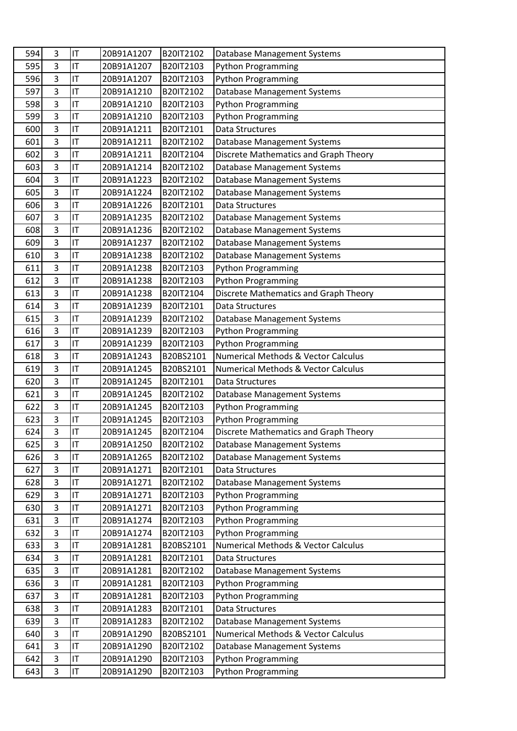| 594 | 3 | IT | 20B91A1207 | B20IT2102 | Database Management Systems |
|---|---|---|---|---|---|
| 595 | 3 | IT | 20B91A1207 | B20IT2103 | Python Programming |
| 596 | 3 | IT | 20B91A1207 | B20IT2103 | Python Programming |
| 597 | 3 | IT | 20B91A1210 | B20IT2102 | Database Management Systems |
| 598 | 3 | IT | 20B91A1210 | B20IT2103 | Python Programming |
| 599 | 3 | IT | 20B91A1210 | B20IT2103 | Python Programming |
| 600 | 3 | IT | 20B91A1211 | B20IT2101 | Data Structures |
| 601 | 3 | IT | 20B91A1211 | B20IT2102 | Database Management Systems |
| 602 | 3 | IT | 20B91A1211 | B20IT2104 | Discrete Mathematics and Graph Theory |
| 603 | 3 | IT | 20B91A1214 | B20IT2102 | Database Management Systems |
| 604 | 3 | IT | 20B91A1223 | B20IT2102 | Database Management Systems |
| 605 | 3 | IT | 20B91A1224 | B20IT2102 | Database Management Systems |
| 606 | 3 | IT | 20B91A1226 | B20IT2101 | Data Structures |
| 607 | 3 | IT | 20B91A1235 | B20IT2102 | Database Management Systems |
| 608 | 3 | IT | 20B91A1236 | B20IT2102 | Database Management Systems |
| 609 | 3 | IT | 20B91A1237 | B20IT2102 | Database Management Systems |
| 610 | 3 | IT | 20B91A1238 | B20IT2102 | Database Management Systems |
| 611 | 3 | IT | 20B91A1238 | B20IT2103 | Python Programming |
| 612 | 3 | IT | 20B91A1238 | B20IT2103 | Python Programming |
| 613 | 3 | IT | 20B91A1238 | B20IT2104 | Discrete Mathematics and Graph Theory |
| 614 | 3 | IT | 20B91A1239 | B20IT2101 | Data Structures |
| 615 | 3 | IT | 20B91A1239 | B20IT2102 | Database Management Systems |
| 616 | 3 | IT | 20B91A1239 | B20IT2103 | Python Programming |
| 617 | 3 | IT | 20B91A1239 | B20IT2103 | Python Programming |
| 618 | 3 | IT | 20B91A1243 | B20BS2101 | Numerical Methods & Vector Calculus |
| 619 | 3 | IT | 20B91A1245 | B20BS2101 | Numerical Methods & Vector Calculus |
| 620 | 3 | IT | 20B91A1245 | B20IT2101 | Data Structures |
| 621 | 3 | IT | 20B91A1245 | B20IT2102 | Database Management Systems |
| 622 | 3 | IT | 20B91A1245 | B20IT2103 | Python Programming |
| 623 | 3 | IT | 20B91A1245 | B20IT2103 | Python Programming |
| 624 | 3 | IT | 20B91A1245 | B20IT2104 | Discrete Mathematics and Graph Theory |
| 625 | 3 | IT | 20B91A1250 | B20IT2102 | Database Management Systems |
| 626 | 3 | IT | 20B91A1265 | B20IT2102 | Database Management Systems |
| 627 | 3 | IT | 20B91A1271 | B20IT2101 | Data Structures |
| 628 | 3 | IT | 20B91A1271 | B20IT2102 | Database Management Systems |
| 629 | 3 | IT | 20B91A1271 | B20IT2103 | Python Programming |
| 630 | 3 | IT | 20B91A1271 | B20IT2103 | Python Programming |
| 631 | 3 | IT | 20B91A1274 | B20IT2103 | Python Programming |
| 632 | 3 | IT | 20B91A1274 | B20IT2103 | Python Programming |
| 633 | 3 | IT | 20B91A1281 | B20BS2101 | Numerical Methods & Vector Calculus |
| 634 | 3 | IT | 20B91A1281 | B20IT2101 | Data Structures |
| 635 | 3 | IT | 20B91A1281 | B20IT2102 | Database Management Systems |
| 636 | 3 | IT | 20B91A1281 | B20IT2103 | Python Programming |
| 637 | 3 | IT | 20B91A1281 | B20IT2103 | Python Programming |
| 638 | 3 | IT | 20B91A1283 | B20IT2101 | Data Structures |
| 639 | 3 | IT | 20B91A1283 | B20IT2102 | Database Management Systems |
| 640 | 3 | IT | 20B91A1290 | B20BS2101 | Numerical Methods & Vector Calculus |
| 641 | 3 | IT | 20B91A1290 | B20IT2102 | Database Management Systems |
| 642 | 3 | IT | 20B91A1290 | B20IT2103 | Python Programming |
| 643 | 3 | IT | 20B91A1290 | B20IT2103 | Python Programming |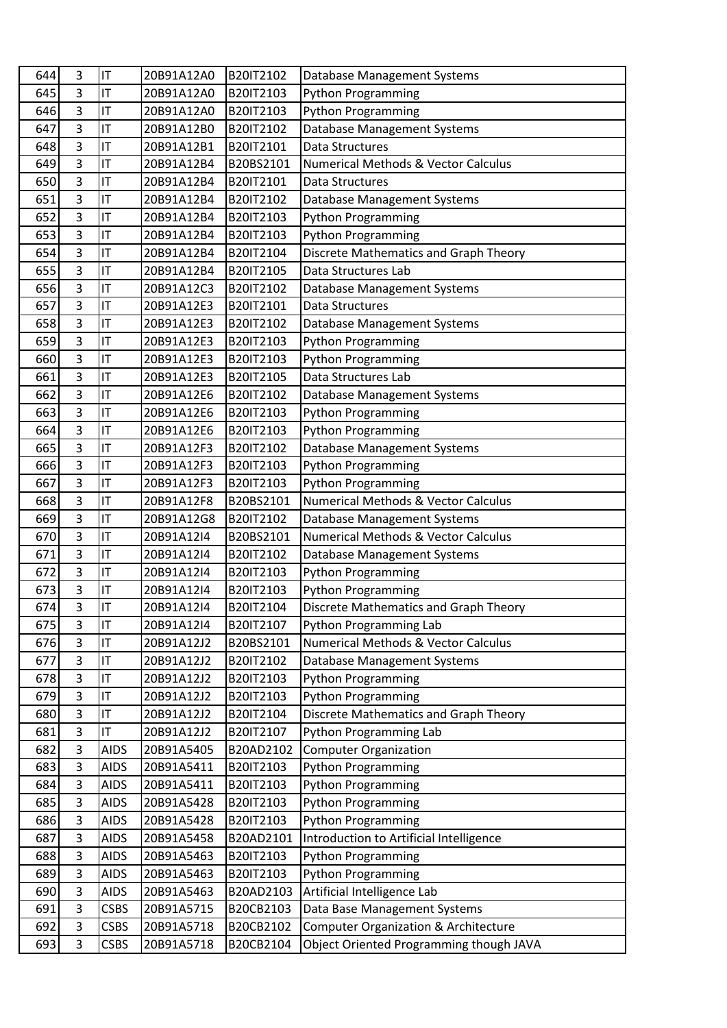| 644 | 3 | IT | 20B91A12A0 | B20IT2102 | Database Management Systems |
|---|---|---|---|---|---|
| 645 | 3 | IT | 20B91A12A0 | B20IT2103 | Python Programming |
| 646 | 3 | IT | 20B91A12A0 | B20IT2103 | Python Programming |
| 647 | 3 | IT | 20B91A12B0 | B20IT2102 | Database Management Systems |
| 648 | 3 | IT | 20B91A12B1 | B20IT2101 | Data Structures |
| 649 | 3 | IT | 20B91A12B4 | B20BS2101 | Numerical Methods & Vector Calculus |
| 650 | 3 | IT | 20B91A12B4 | B20IT2101 | Data Structures |
| 651 | 3 | IT | 20B91A12B4 | B20IT2102 | Database Management Systems |
| 652 | 3 | IT | 20B91A12B4 | B20IT2103 | Python Programming |
| 653 | 3 | IT | 20B91A12B4 | B20IT2103 | Python Programming |
| 654 | 3 | IT | 20B91A12B4 | B20IT2104 | Discrete Mathematics and Graph Theory |
| 655 | 3 | IT | 20B91A12B4 | B20IT2105 | Data Structures Lab |
| 656 | 3 | IT | 20B91A12C3 | B20IT2102 | Database Management Systems |
| 657 | 3 | IT | 20B91A12E3 | B20IT2101 | Data Structures |
| 658 | 3 | IT | 20B91A12E3 | B20IT2102 | Database Management Systems |
| 659 | 3 | IT | 20B91A12E3 | B20IT2103 | Python Programming |
| 660 | 3 | IT | 20B91A12E3 | B20IT2103 | Python Programming |
| 661 | 3 | IT | 20B91A12E3 | B20IT2105 | Data Structures Lab |
| 662 | 3 | IT | 20B91A12E6 | B20IT2102 | Database Management Systems |
| 663 | 3 | IT | 20B91A12E6 | B20IT2103 | Python Programming |
| 664 | 3 | IT | 20B91A12E6 | B20IT2103 | Python Programming |
| 665 | 3 | IT | 20B91A12F3 | B20IT2102 | Database Management Systems |
| 666 | 3 | IT | 20B91A12F3 | B20IT2103 | Python Programming |
| 667 | 3 | IT | 20B91A12F3 | B20IT2103 | Python Programming |
| 668 | 3 | IT | 20B91A12F8 | B20BS2101 | Numerical Methods & Vector Calculus |
| 669 | 3 | IT | 20B91A12G8 | B20IT2102 | Database Management Systems |
| 670 | 3 | IT | 20B91A12I4 | B20BS2101 | Numerical Methods & Vector Calculus |
| 671 | 3 | IT | 20B91A12I4 | B20IT2102 | Database Management Systems |
| 672 | 3 | IT | 20B91A12I4 | B20IT2103 | Python Programming |
| 673 | 3 | IT | 20B91A12I4 | B20IT2103 | Python Programming |
| 674 | 3 | IT | 20B91A12I4 | B20IT2104 | Discrete Mathematics and Graph Theory |
| 675 | 3 | IT | 20B91A12I4 | B20IT2107 | Python Programming Lab |
| 676 | 3 | IT | 20B91A12J2 | B20BS2101 | Numerical Methods & Vector Calculus |
| 677 | 3 | IT | 20B91A12J2 | B20IT2102 | Database Management Systems |
| 678 | 3 | IT | 20B91A12J2 | B20IT2103 | Python Programming |
| 679 | 3 | IT | 20B91A12J2 | B20IT2103 | Python Programming |
| 680 | 3 | IT | 20B91A12J2 | B20IT2104 | Discrete Mathematics and Graph Theory |
| 681 | 3 | IT | 20B91A12J2 | B20IT2107 | Python Programming Lab |
| 682 | 3 | AIDS | 20B91A5405 | B20AD2102 | Computer Organization |
| 683 | 3 | AIDS | 20B91A5411 | B20IT2103 | Python Programming |
| 684 | 3 | AIDS | 20B91A5411 | B20IT2103 | Python Programming |
| 685 | 3 | AIDS | 20B91A5428 | B20IT2103 | Python Programming |
| 686 | 3 | AIDS | 20B91A5428 | B20IT2103 | Python Programming |
| 687 | 3 | AIDS | 20B91A5458 | B20AD2101 | Introduction to Artificial Intelligence |
| 688 | 3 | AIDS | 20B91A5463 | B20IT2103 | Python Programming |
| 689 | 3 | AIDS | 20B91A5463 | B20IT2103 | Python Programming |
| 690 | 3 | AIDS | 20B91A5463 | B20AD2103 | Artificial Intelligence Lab |
| 691 | 3 | CSBS | 20B91A5715 | B20CB2103 | Data Base Management Systems |
| 692 | 3 | CSBS | 20B91A5718 | B20CB2102 | Computer Organization & Architecture |
| 693 | 3 | CSBS | 20B91A5718 | B20CB2104 | Object Oriented Programming though JAVA |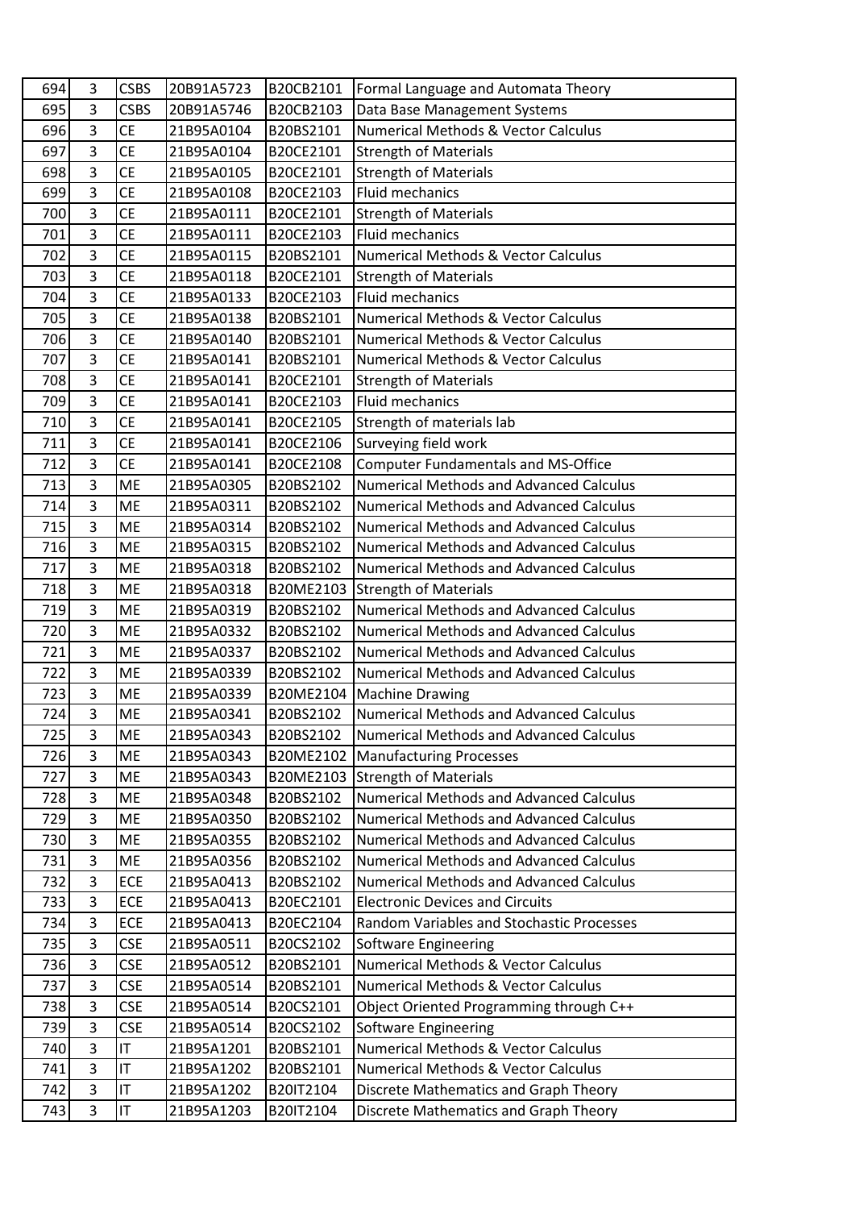| 694 | 3 | CSBS | 20B91A5723 | B20CB2101 | Formal Language and Automata Theory |
|---|---|---|---|---|---|
| 695 | 3 | CSBS | 20B91A5746 | B20CB2103 | Data Base Management Systems |
| 696 | 3 | CE | 21B95A0104 | B20BS2101 | Numerical Methods & Vector Calculus |
| 697 | 3 | CE | 21B95A0104 | B20CE2101 | Strength of Materials |
| 698 | 3 | CE | 21B95A0105 | B20CE2101 | Strength of Materials |
| 699 | 3 | CE | 21B95A0108 | B20CE2103 | Fluid mechanics |
| 700 | 3 | CE | 21B95A0111 | B20CE2101 | Strength of Materials |
| 701 | 3 | CE | 21B95A0111 | B20CE2103 | Fluid mechanics |
| 702 | 3 | CE | 21B95A0115 | B20BS2101 | Numerical Methods & Vector Calculus |
| 703 | 3 | CE | 21B95A0118 | B20CE2101 | Strength of Materials |
| 704 | 3 | CE | 21B95A0133 | B20CE2103 | Fluid mechanics |
| 705 | 3 | CE | 21B95A0138 | B20BS2101 | Numerical Methods & Vector Calculus |
| 706 | 3 | CE | 21B95A0140 | B20BS2101 | Numerical Methods & Vector Calculus |
| 707 | 3 | CE | 21B95A0141 | B20BS2101 | Numerical Methods & Vector Calculus |
| 708 | 3 | CE | 21B95A0141 | B20CE2101 | Strength of Materials |
| 709 | 3 | CE | 21B95A0141 | B20CE2103 | Fluid mechanics |
| 710 | 3 | CE | 21B95A0141 | B20CE2105 | Strength of materials lab |
| 711 | 3 | CE | 21B95A0141 | B20CE2106 | Surveying field work |
| 712 | 3 | CE | 21B95A0141 | B20CE2108 | Computer Fundamentals and MS-Office |
| 713 | 3 | ME | 21B95A0305 | B20BS2102 | Numerical Methods and Advanced Calculus |
| 714 | 3 | ME | 21B95A0311 | B20BS2102 | Numerical Methods and Advanced Calculus |
| 715 | 3 | ME | 21B95A0314 | B20BS2102 | Numerical Methods and Advanced Calculus |
| 716 | 3 | ME | 21B95A0315 | B20BS2102 | Numerical Methods and Advanced Calculus |
| 717 | 3 | ME | 21B95A0318 | B20BS2102 | Numerical Methods and Advanced Calculus |
| 718 | 3 | ME | 21B95A0318 | B20ME2103 | Strength of Materials |
| 719 | 3 | ME | 21B95A0319 | B20BS2102 | Numerical Methods and Advanced Calculus |
| 720 | 3 | ME | 21B95A0332 | B20BS2102 | Numerical Methods and Advanced Calculus |
| 721 | 3 | ME | 21B95A0337 | B20BS2102 | Numerical Methods and Advanced Calculus |
| 722 | 3 | ME | 21B95A0339 | B20BS2102 | Numerical Methods and Advanced Calculus |
| 723 | 3 | ME | 21B95A0339 | B20ME2104 | Machine Drawing |
| 724 | 3 | ME | 21B95A0341 | B20BS2102 | Numerical Methods and Advanced Calculus |
| 725 | 3 | ME | 21B95A0343 | B20BS2102 | Numerical Methods and Advanced Calculus |
| 726 | 3 | ME | 21B95A0343 | B20ME2102 | Manufacturing Processes |
| 727 | 3 | ME | 21B95A0343 | B20ME2103 | Strength of Materials |
| 728 | 3 | ME | 21B95A0348 | B20BS2102 | Numerical Methods and Advanced Calculus |
| 729 | 3 | ME | 21B95A0350 | B20BS2102 | Numerical Methods and Advanced Calculus |
| 730 | 3 | ME | 21B95A0355 | B20BS2102 | Numerical Methods and Advanced Calculus |
| 731 | 3 | ME | 21B95A0356 | B20BS2102 | Numerical Methods and Advanced Calculus |
| 732 | 3 | ECE | 21B95A0413 | B20BS2102 | Numerical Methods and Advanced Calculus |
| 733 | 3 | ECE | 21B95A0413 | B20EC2101 | Electronic Devices and Circuits |
| 734 | 3 | ECE | 21B95A0413 | B20EC2104 | Random Variables and Stochastic Processes |
| 735 | 3 | CSE | 21B95A0511 | B20CS2102 | Software Engineering |
| 736 | 3 | CSE | 21B95A0512 | B20BS2101 | Numerical Methods & Vector Calculus |
| 737 | 3 | CSE | 21B95A0514 | B20BS2101 | Numerical Methods & Vector Calculus |
| 738 | 3 | CSE | 21B95A0514 | B20CS2101 | Object Oriented Programming through C++ |
| 739 | 3 | CSE | 21B95A0514 | B20CS2102 | Software Engineering |
| 740 | 3 | IT | 21B95A1201 | B20BS2101 | Numerical Methods & Vector Calculus |
| 741 | 3 | IT | 21B95A1202 | B20BS2101 | Numerical Methods & Vector Calculus |
| 742 | 3 | IT | 21B95A1202 | B20IT2104 | Discrete Mathematics and Graph Theory |
| 743 | 3 | IT | 21B95A1203 | B20IT2104 | Discrete Mathematics and Graph Theory |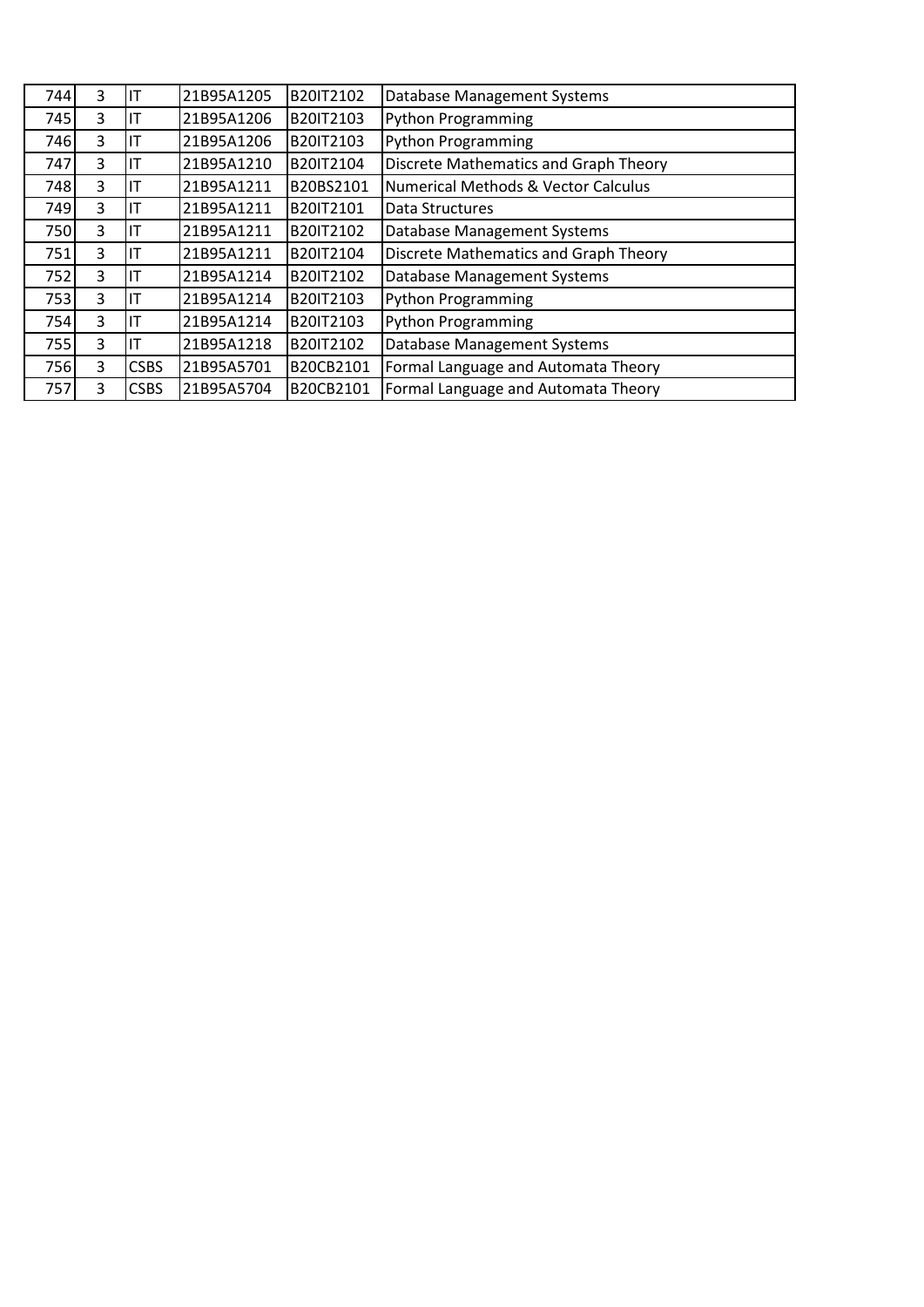| | | | | | |
|---|---|---|---|---|---|
| 744 | 3 | IT | 21B95A1205 | B20IT2102 | Database Management Systems |
| 745 | 3 | IT | 21B95A1206 | B20IT2103 | Python Programming |
| 746 | 3 | IT | 21B95A1206 | B20IT2103 | Python Programming |
| 747 | 3 | IT | 21B95A1210 | B20IT2104 | Discrete Mathematics and Graph Theory |
| 748 | 3 | IT | 21B95A1211 | B20BS2101 | Numerical Methods & Vector Calculus |
| 749 | 3 | IT | 21B95A1211 | B20IT2101 | Data Structures |
| 750 | 3 | IT | 21B95A1211 | B20IT2102 | Database Management Systems |
| 751 | 3 | IT | 21B95A1211 | B20IT2104 | Discrete Mathematics and Graph Theory |
| 752 | 3 | IT | 21B95A1214 | B20IT2102 | Database Management Systems |
| 753 | 3 | IT | 21B95A1214 | B20IT2103 | Python Programming |
| 754 | 3 | IT | 21B95A1214 | B20IT2103 | Python Programming |
| 755 | 3 | IT | 21B95A1218 | B20IT2102 | Database Management Systems |
| 756 | 3 | CSBS | 21B95A5701 | B20CB2101 | Formal Language and Automata Theory |
| 757 | 3 | CSBS | 21B95A5704 | B20CB2101 | Formal Language and Automata Theory |